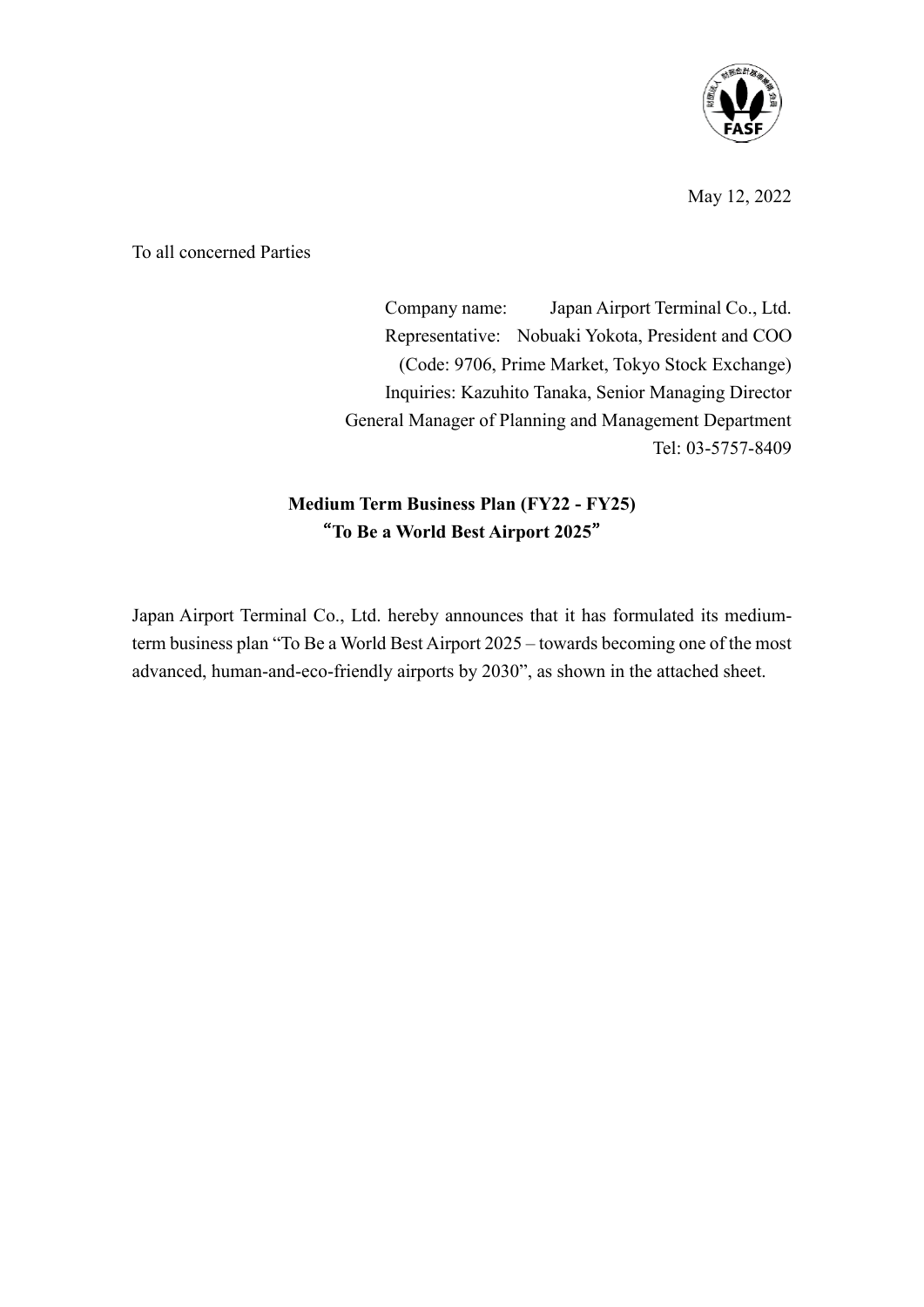May 12, 2022

To all concerned Parties

Company name: Japan Airport Terminal Co., Ltd.
Representative: Nobuaki Yokota, President and COO
(Code: 9706, Prime Market, Tokyo Stock Exchange)
Inquiries: Kazuhito Tanaka, Senior Managing Director
General Manager of Planning and Management Department
Tel: 03-5757-8409

**Medium Term Business Plan (FY22 - FY25)**
**"To Be a World Best Airport 2025"**

Japan Airport Terminal Co., Ltd. hereby announces that it has formulated its medium-term business plan "To Be a World Best Airport 2025 – towards becoming one of the most advanced, human-and-eco-friendly airports by 2030", as shown in the attached sheet.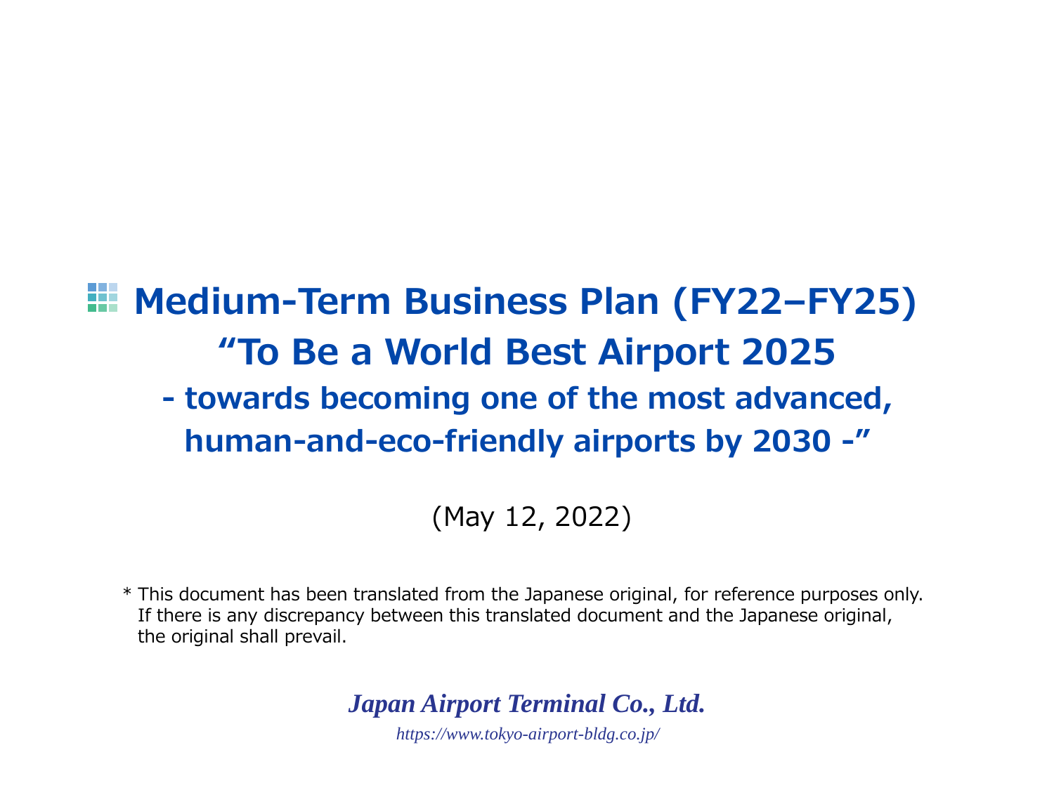# Medium-Term Business Plan (FY22–FY25)

## “To Be a World Best Airport 2025

### - towards becoming one of the most advanced, human-and-eco-friendly airports by 2030 -”

(May 12, 2022)

* This document has been translated from the Japanese original, for reference purposes only. If there is any discrepancy between this translated document and the Japanese original, the original shall prevail.

***Japan Airport Terminal Co., Ltd.***

*https://www.tokyo-airport-bldg.co.jp/*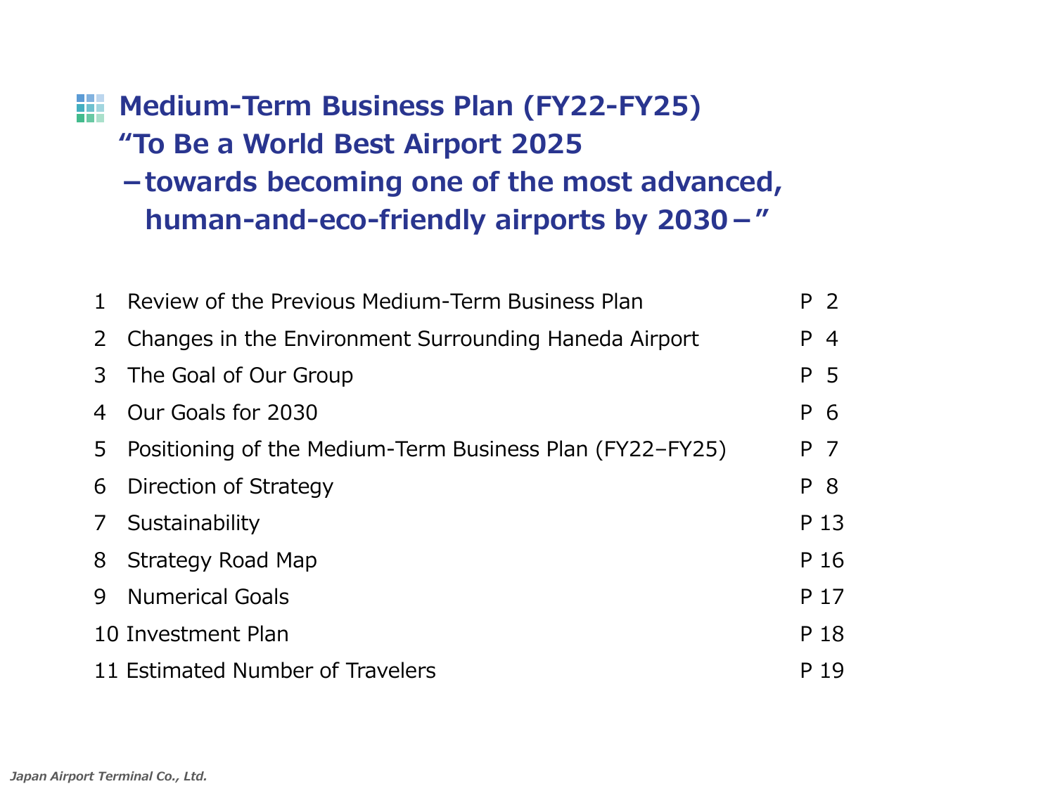# Medium-Term Business Plan (FY22-FY25)

## “To Be a World Best Airport 2025 −towards becoming one of the most advanced, human-and-eco-friendly airports by 2030−”

| | | |
|---|---|---|
| 1 | Review of the Previous Medium-Term Business Plan | P 2 |
| 2 | Changes in the Environment Surrounding Haneda Airport | P 4 |
| 3 | The Goal of Our Group | P 5 |
| 4 | Our Goals for 2030 | P 6 |
| 5 | Positioning of the Medium-Term Business Plan (FY22–FY25) | P 7 |
| 6 | Direction of Strategy | P 8 |
| 7 | Sustainability | P 13 |
| 8 | Strategy Road Map | P 16 |
| 9 | Numerical Goals | P 17 |
| 10 | Investment Plan | P 18 |
| 11 | Estimated Number of Travelers | P 19 |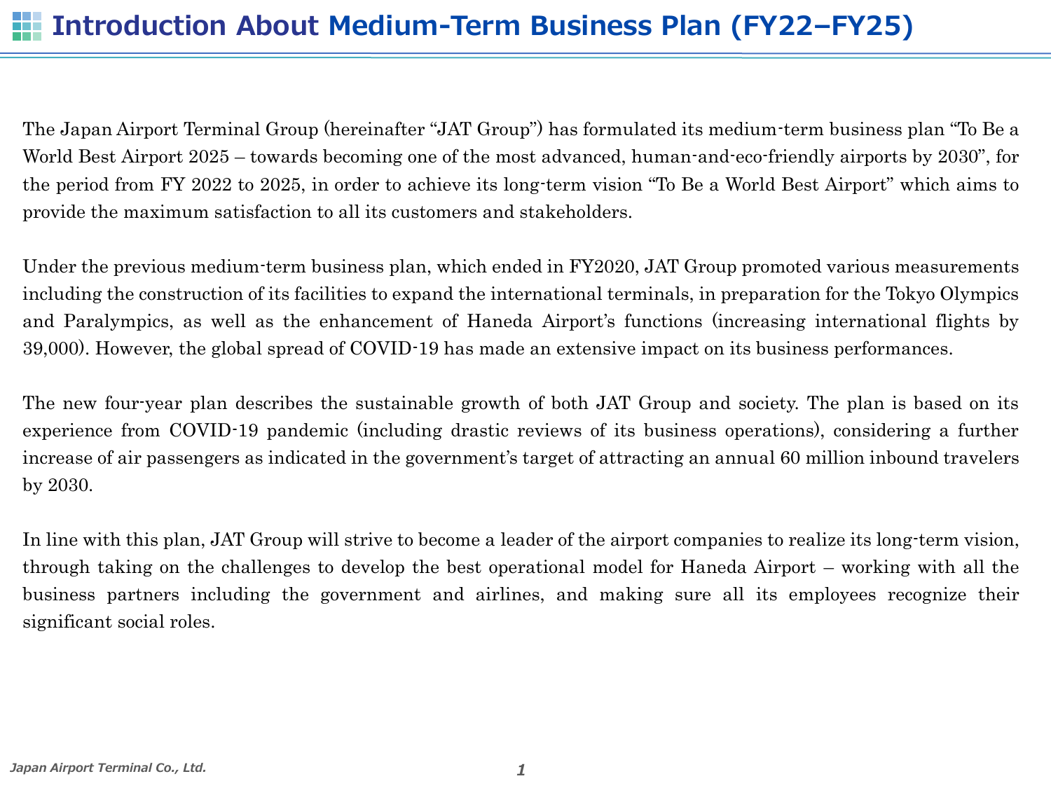# Introduction About Medium-Term Business Plan (FY22–FY25)

The Japan Airport Terminal Group (hereinafter "JAT Group") has formulated its medium-term business plan "To Be a World Best Airport 2025 – towards becoming one of the most advanced, human-and-eco-friendly airports by 2030", for the period from FY 2022 to 2025, in order to achieve its long-term vision "To Be a World Best Airport" which aims to provide the maximum satisfaction to all its customers and stakeholders.

Under the previous medium-term business plan, which ended in FY2020, JAT Group promoted various measurements including the construction of its facilities to expand the international terminals, in preparation for the Tokyo Olympics and Paralympics, as well as the enhancement of Haneda Airport's functions (increasing international flights by 39,000). However, the global spread of COVID-19 has made an extensive impact on its business performances.

The new four-year plan describes the sustainable growth of both JAT Group and society. The plan is based on its experience from COVID-19 pandemic (including drastic reviews of its business operations), considering a further increase of air passengers as indicated in the government's target of attracting an annual 60 million inbound travelers by 2030.

In line with this plan, JAT Group will strive to become a leader of the airport companies to realize its long-term vision, through taking on the challenges to develop the best operational model for Haneda Airport – working with all the business partners including the government and airlines, and making sure all its employees recognize their significant social roles.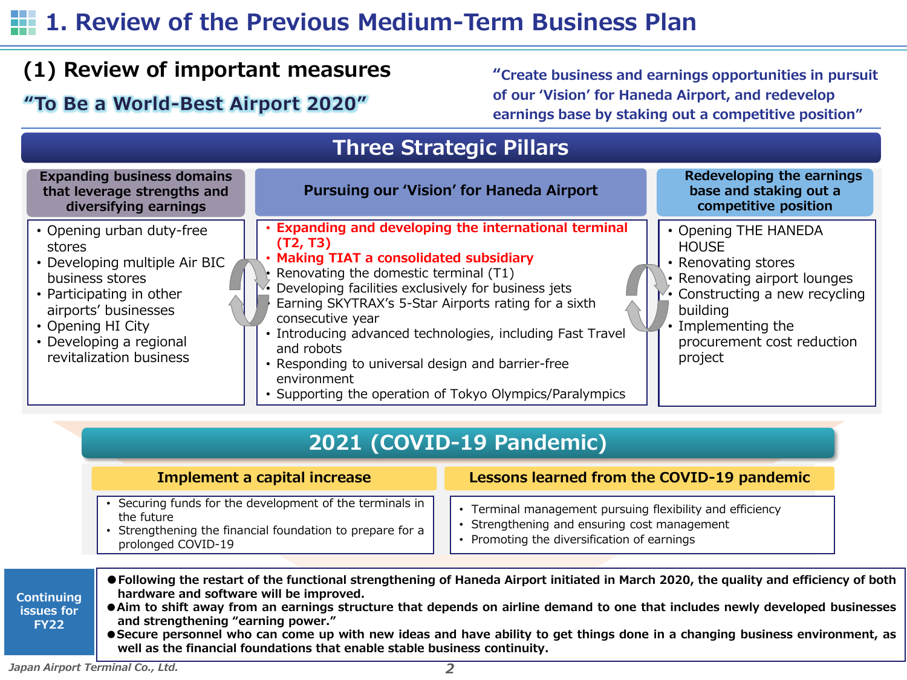# 1. Review of the Previous Medium-Term Business Plan

## (1) Review of important measures

**"To Be a World-Best Airport 2020"**

**"Create business and earnings opportunities in pursuit of our 'Vision' for Haneda Airport, and redevelop earnings base by staking out a competitive position"**

### Three Strategic Pillars

**Expanding business domains that leverage strengths and diversifying earnings**

- Opening urban duty-free stores
- Developing multiple Air BIC business stores
- Participating in other airports' businesses
- Opening HI City
- Developing a regional revitalization business

**Pursuing our 'Vision' for Haneda Airport**

- **Expanding and developing the international terminal (T2, T3)**
- **Making TIAT a consolidated subsidiary**
- Renovating the domestic terminal (T1)
- Developing facilities exclusively for business jets
- Earning SKYTRAX's 5-Star Airports rating for a sixth consecutive year
- Introducing advanced technologies, including Fast Travel and robots
- Responding to universal design and barrier-free environment
- Supporting the operation of Tokyo Olympics/Paralympics

**Redeveloping the earnings base and staking out a competitive position**

- Opening THE HANEDA HOUSE
- Renovating stores
- Renovating airport lounges
- Constructing a new recycling building
- Implementing the procurement cost reduction project

### 2021 (COVID-19 Pandemic)

**Implement a capital increase**

- Securing funds for the development of the terminals in the future
- Strengthening the financial foundation to prepare for a prolonged COVID-19

**Lessons learned from the COVID-19 pandemic**

- Terminal management pursuing flexibility and efficiency
- Strengthening and ensuring cost management
- Promoting the diversification of earnings

**Continuing issues for FY22**

- **Following the restart of the functional strengthening of Haneda Airport initiated in March 2020, the quality and efficiency of both hardware and software will be improved.**
- **Aim to shift away from an earnings structure that depends on airline demand to one that includes newly developed businesses and strengthening "earning power."**
- **Secure personnel who can come up with new ideas and have ability to get things done in a changing business environment, as well as the financial foundations that enable stable business continuity.**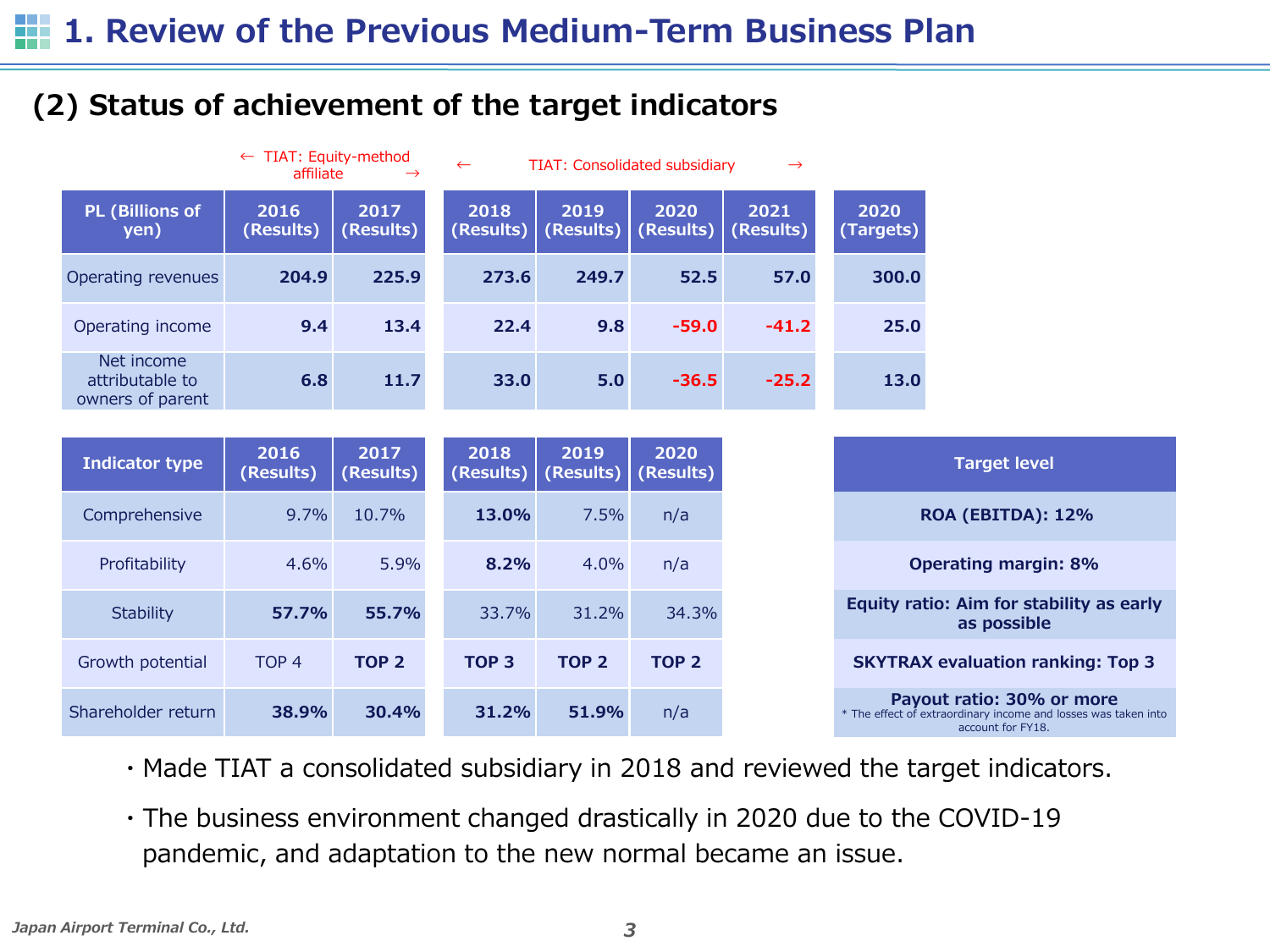# 1. Review of the Previous Medium-Term Business Plan

## (2) Status of achievement of the target indicators

← TIAT: Equity-method affiliate → ← TIAT: Consolidated subsidiary →

| PL (Billions of yen) | 2016 (Results) | 2017 (Results) | 2018 (Results) | 2019 (Results) | 2020 (Results) | 2021 (Results) | 2020 (Targets) |
|---|---|---|---|---|---|---|---|
| Operating revenues | **204.9** | **225.9** | **273.6** | **249.7** | **52.5** | **57.0** | **300.0** |
| Operating income | **9.4** | **13.4** | **22.4** | **9.8** | **-59.0** | **-41.2** | **25.0** |
| Net income attributable to owners of parent | **6.8** | **11.7** | **33.0** | **5.0** | **-36.5** | **-25.2** | **13.0** |

| Indicator type | 2016 (Results) | 2017 (Results) | 2018 (Results) | 2019 (Results) | 2020 (Results) | Target level |
|---|---|---|---|---|---|---|
| Comprehensive | 9.7% | 10.7% | **13.0%** | 7.5% | n/a | **ROA (EBITDA): 12%** |
| Profitability | 4.6% | 5.9% | **8.2%** | 4.0% | n/a | **Operating margin: 8%** |
| Stability | **57.7%** | **55.7%** | 33.7% | 31.2% | 34.3% | **Equity ratio: Aim for stability as early as possible** |
| Growth potential | TOP 4 | **TOP 2** | **TOP 3** | **TOP 2** | **TOP 2** | **SKYTRAX evaluation ranking: Top 3** |
| Shareholder return | **38.9%** | **30.4%** | **31.2%** | **51.9%** | n/a | **Payout ratio: 30% or more** * The effect of extraordinary income and losses was taken into account for FY18. |

- Made TIAT a consolidated subsidiary in 2018 and reviewed the target indicators.
- The business environment changed drastically in 2020 due to the COVID-19 pandemic, and adaptation to the new normal became an issue.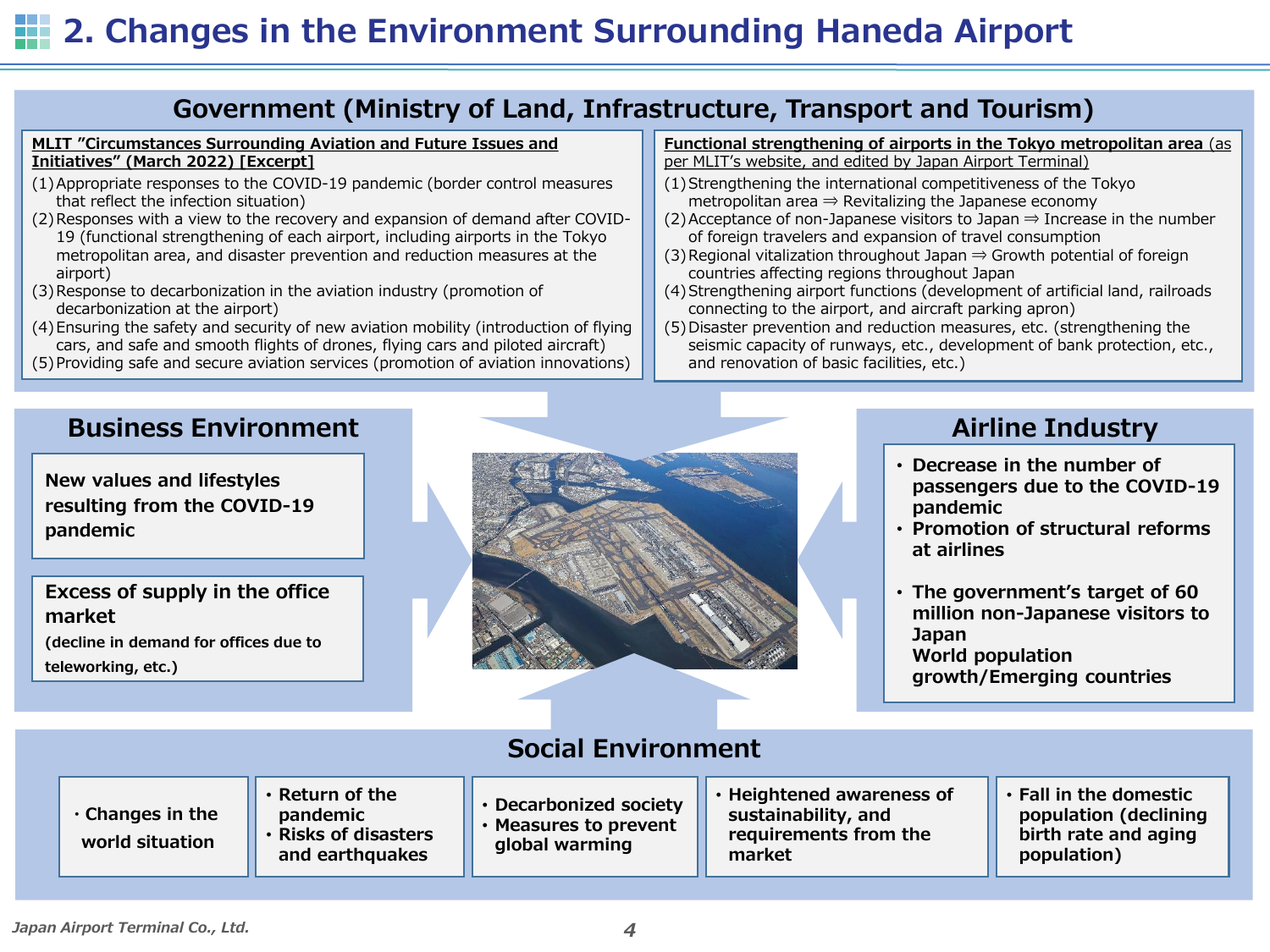# 2. Changes in the Environment Surrounding Haneda Airport

## Government (Ministry of Land, Infrastructure, Transport and Tourism)

**MLIT "Circumstances Surrounding Aviation and Future Issues and Initiatives" (March 2022) [Excerpt]**

(1) Appropriate responses to the COVID-19 pandemic (border control measures that reflect the infection situation)
(2) Responses with a view to the recovery and expansion of demand after COVID-19 (functional strengthening of each airport, including airports in the Tokyo metropolitan area, and disaster prevention and reduction measures at the airport)
(3) Response to decarbonization in the aviation industry (promotion of decarbonization at the airport)
(4) Ensuring the safety and security of new aviation mobility (introduction of flying cars, and safe and smooth flights of drones, flying cars and piloted aircraft)
(5) Providing safe and secure aviation services (promotion of aviation innovations)

**Functional strengthening of airports in the Tokyo metropolitan area** (as per MLIT's website, and edited by Japan Airport Terminal)

(1) Strengthening the international competitiveness of the Tokyo metropolitan area ⇒ Revitalizing the Japanese economy
(2) Acceptance of non-Japanese visitors to Japan ⇒ Increase in the number of foreign travelers and expansion of travel consumption
(3) Regional vitalization throughout Japan ⇒ Growth potential of foreign countries affecting regions throughout Japan
(4) Strengthening airport functions (development of artificial land, railroads connecting to the airport, and aircraft parking apron)
(5) Disaster prevention and reduction measures, etc. (strengthening the seismic capacity of runways, etc., development of bank protection, etc., and renovation of basic facilities, etc.)

## Business Environment

**New values and lifestyles resulting from the COVID-19 pandemic**

**Excess of supply in the office market**
**(decline in demand for offices due to teleworking, etc.)**

## Airline Industry

- **Decrease in the number of passengers due to the COVID-19 pandemic**
- **Promotion of structural reforms at airlines**
- **The government's target of 60 million non-Japanese visitors to Japan**
  **World population growth/Emerging countries**

## Social Environment

- **Changes in the world situation**
- **Return of the pandemic**
- **Risks of disasters and earthquakes**
- **Decarbonized society**
- **Measures to prevent global warming**
- **Heightened awareness of sustainability, and requirements from the market**
- **Fall in the domestic population (declining birth rate and aging population)**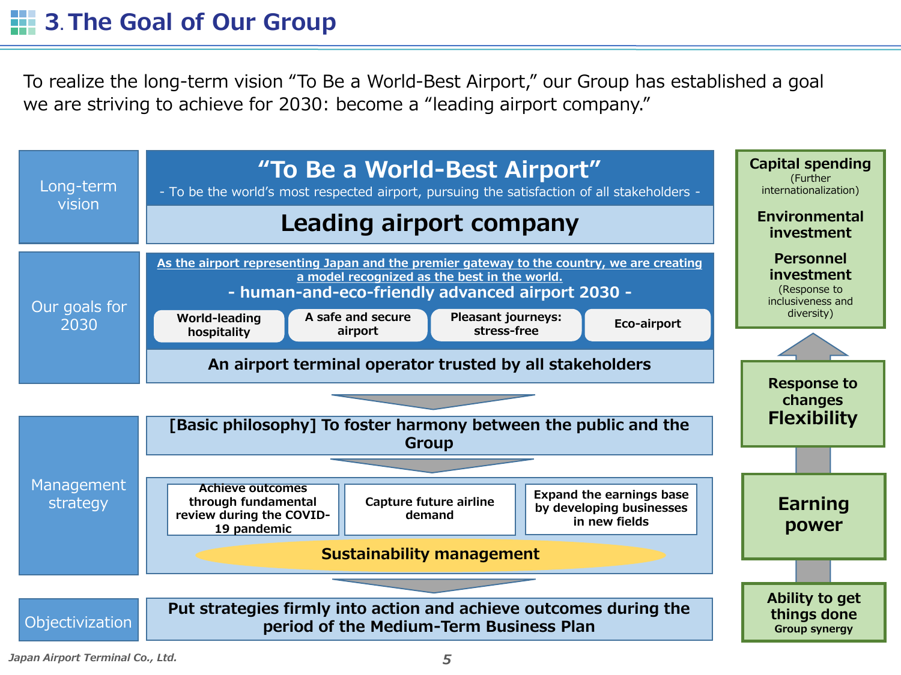# 3. The Goal of Our Group

To realize the long-term vision "To Be a World-Best Airport," our Group has established a goal we are striving to achieve for 2030: become a "leading airport company."

**Long-term vision**

## "To Be a World-Best Airport"

- To be the world's most respected airport, pursuing the satisfaction of all stakeholders -

**Leading airport company**

**Our goals for 2030**

**As the airport representing Japan and the premier gateway to the country, we are creating a model recognized as the best in the world.**

**- human-and-eco-friendly advanced airport 2030 -**

- World-leading hospitality
- A safe and secure airport
- Pleasant journeys: stress-free
- Eco-airport

**An airport terminal operator trusted by all stakeholders**

**Management strategy**

**[Basic philosophy] To foster harmony between the public and the Group**

- Achieve outcomes through fundamental review during the COVID-19 pandemic
- Capture future airline demand
- Expand the earnings base by developing businesses in new fields

**Sustainability management**

**Objectivization**

**Put strategies firmly into action and achieve outcomes during the period of the Medium-Term Business Plan**

---

**Capital spending**
(Further internationalization)

**Environmental investment**

**Personnel investment**
(Response to inclusiveness and diversity)

**Response to changes**
**Flexibility**

**Earning power**

**Ability to get things done**
**Group synergy**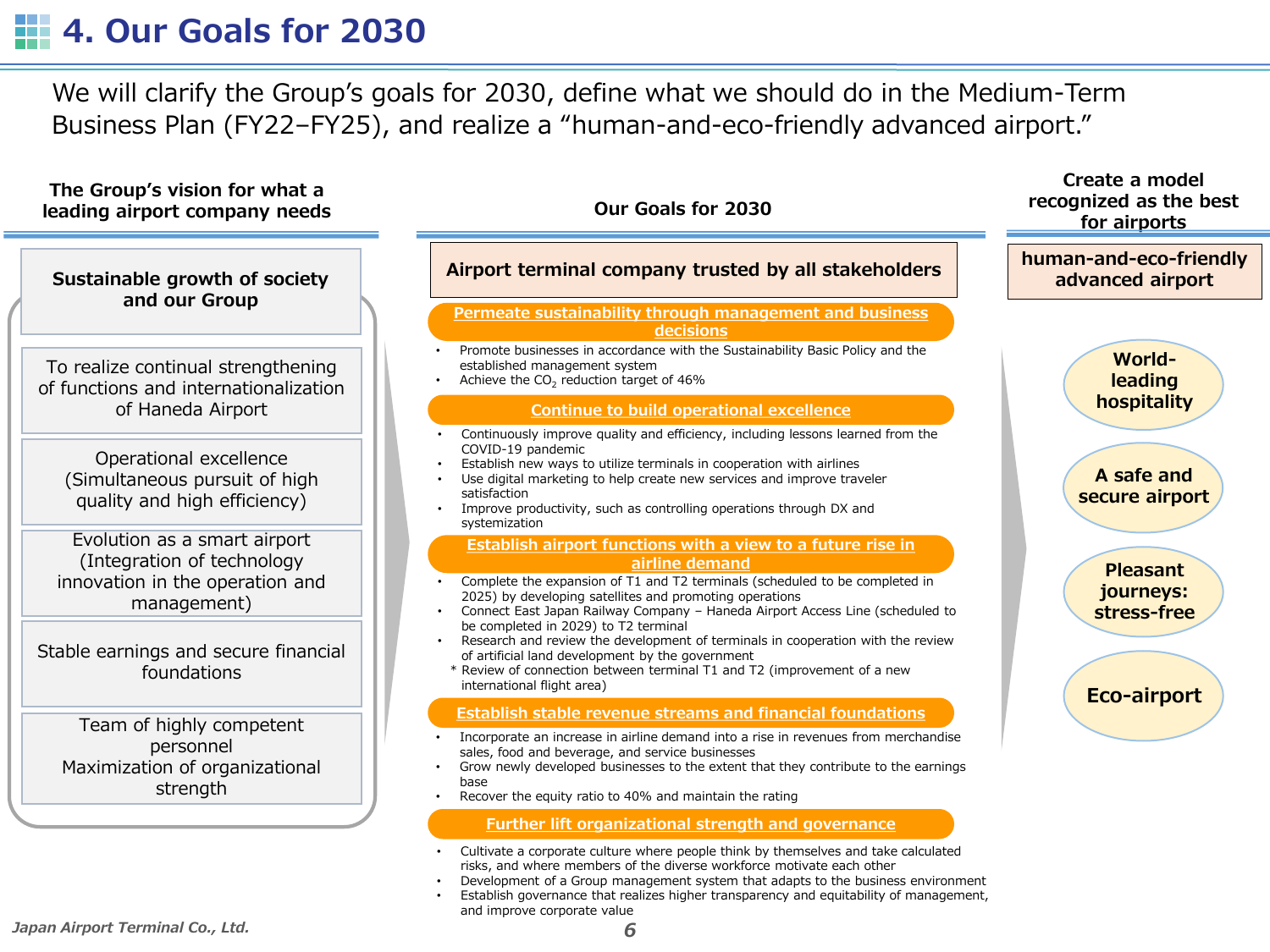# 4. Our Goals for 2030

We will clarify the Group's goals for 2030, define what we should do in the Medium-Term Business Plan (FY22–FY25), and realize a "human-and-eco-friendly advanced airport."

## The Group's vision for what a leading airport company needs

**Sustainable growth of society and our Group**

- To realize continual strengthening of functions and internationalization of Haneda Airport
- Operational excellence (Simultaneous pursuit of high quality and high efficiency)
- Evolution as a smart airport (Integration of technology innovation in the operation and management)
- Stable earnings and secure financial foundations
- Team of highly competent personnel Maximization of organizational strength

## Our Goals for 2030

**Airport terminal company trusted by all stakeholders**

**Permeate sustainability through management and business decisions**

- Promote businesses in accordance with the Sustainability Basic Policy and the established management system
- Achieve the $CO_2$ reduction target of 46%

**Continue to build operational excellence**

- Continuously improve quality and efficiency, including lessons learned from the COVID-19 pandemic
- Establish new ways to utilize terminals in cooperation with airlines
- Use digital marketing to help create new services and improve traveler satisfaction
- Improve productivity, such as controlling operations through DX and systemization

**Establish airport functions with a view to a future rise in airline demand**

- Complete the expansion of T1 and T2 terminals (scheduled to be completed in 2025) by developing satellites and promoting operations
- Connect East Japan Railway Company – Haneda Airport Access Line (scheduled to be completed in 2029) to T2 terminal
- Research and review the development of terminals in cooperation with the review of artificial land development by the government

  \* Review of connection between terminal T1 and T2 (improvement of a new international flight area)

**Establish stable revenue streams and financial foundations**

- Incorporate an increase in airline demand into a rise in revenues from merchandise sales, food and beverage, and service businesses
- Grow newly developed businesses to the extent that they contribute to the earnings base
- Recover the equity ratio to 40% and maintain the rating

**Further lift organizational strength and governance**

- Cultivate a corporate culture where people think by themselves and take calculated risks, and where members of the diverse workforce motivate each other
- Development of a Group management system that adapts to the business environment
- Establish governance that realizes higher transparency and equitability of management, and improve corporate value

## Create a model recognized as the best for airports

**human-and-eco-friendly advanced airport**

- World-leading hospitality
- A safe and secure airport
- Pleasant journeys: stress-free
- Eco-airport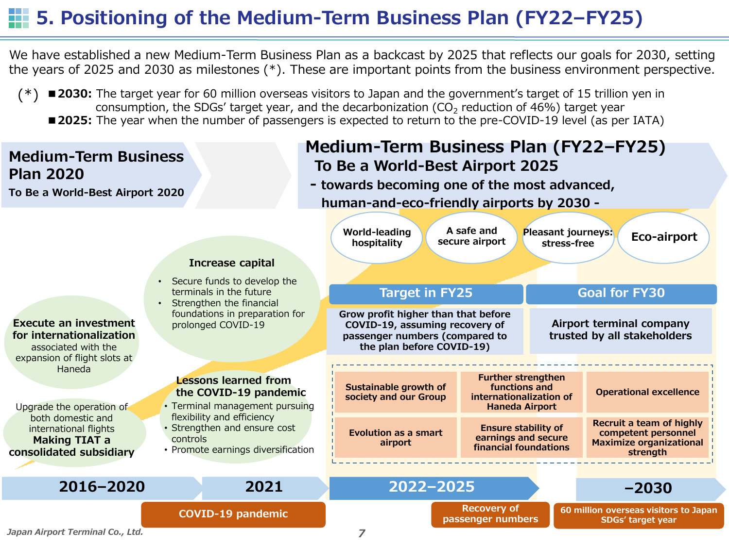# 5. Positioning of the Medium-Term Business Plan (FY22–FY25)

We have established a new Medium-Term Business Plan as a backcast by 2025 that reflects our goals for 2030, setting the years of 2025 and 2030 as milestones (*). These are important points from the business environment perspective.

(*)
- **2030:** The target year for 60 million overseas visitors to Japan and the government's target of 15 trillion yen in consumption, the SDGs' target year, and the decarbonization ($CO_2$ reduction of 46%) target year
- **2025:** The year when the number of passengers is expected to return to the pre-COVID-19 level (as per IATA)

## Medium-Term Business Plan 2020

**To Be a World-Best Airport 2020**

## Medium-Term Business Plan (FY22–FY25)

**To Be a World-Best Airport 2025**

**- towards becoming one of the most advanced, human-and-eco-friendly airports by 2030 -**

### 2016–2020

**Execute an investment for internationalization** associated with the expansion of flight slots at Haneda

Upgrade the operation of both domestic and international flights **Making TIAT a consolidated subsidiary**

### 2021 (COVID-19 pandemic)

**Increase capital**
- Secure funds to develop the terminals in the future
- Strengthen the financial foundations in preparation for prolonged COVID-19

**Lessons learned from the COVID-19 pandemic**
- Terminal management pursuing flexibility and efficiency
- Strengthen and ensure cost controls
- Promote earnings diversification

### 2022–2025 / –2030

World-leading hospitality | A safe and secure airport | Pleasant journeys: stress-free | Eco-airport

| Target in FY25 | Goal for FY30 |
|---|---|
| Grow profit higher than that before COVID-19, assuming recovery of passenger numbers (compared to the plan before COVID-19) | Airport terminal company trusted by all stakeholders |

| | | |
|---|---|---|
| Sustainable growth of society and our Group | Further strengthen functions and internationalization of Haneda Airport | Operational excellence |
| Evolution as a smart airport | Ensure stability of earnings and secure financial foundations | Recruit a team of highly competent personnel Maximize organizational strength |

- 2022–2025: Recovery of passenger numbers
- –2030: 60 million overseas visitors to Japan, SDGs' target year

*Japan Airport Terminal Co., Ltd.*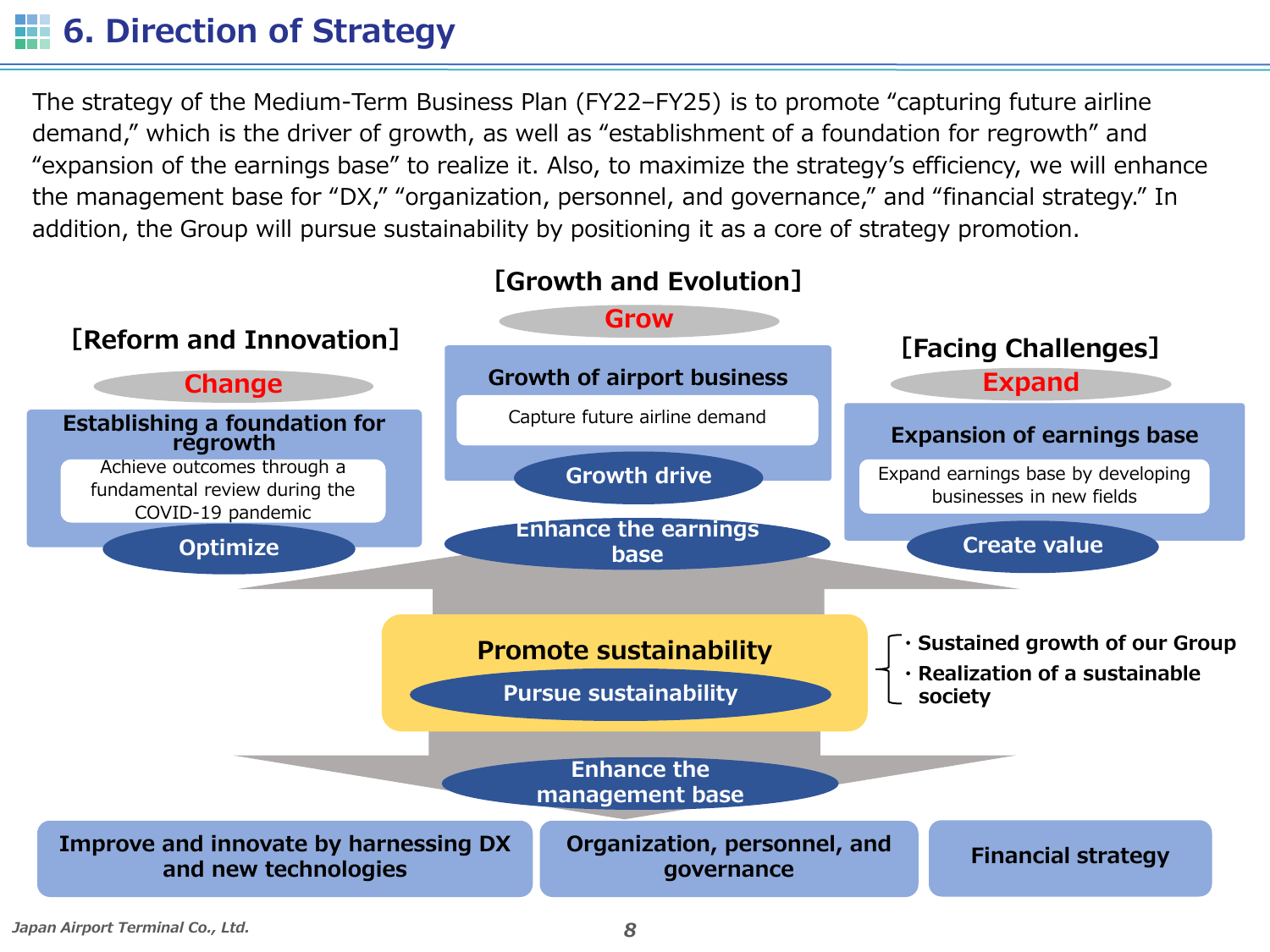# 6. Direction of Strategy

The strategy of the Medium-Term Business Plan (FY22–FY25) is to promote "capturing future airline demand," which is the driver of growth, as well as "establishment of a foundation for regrowth" and "expansion of the earnings base" to realize it. Also, to maximize the strategy's efficiency, we will enhance the management base for "DX," "organization, personnel, and governance," and "financial strategy." In addition, the Group will pursue sustainability by positioning it as a core of strategy promotion.

**[Reform and Innovation]**

**Change**

**Establishing a foundation for regrowth**

Achieve outcomes through a fundamental review during the COVID-19 pandemic

**Optimize**

**[Growth and Evolution]**

**Grow**

**Growth of airport business**

Capture future airline demand

**Growth drive**

**Enhance the earnings base**

**[Facing Challenges]**

**Expand**

**Expansion of earnings base**

Expand earnings base by developing businesses in new fields

**Create value**

**Promote sustainability**

**Pursue sustainability**

- **Sustained growth of our Group**
- **Realization of a sustainable society**

**Enhance the management base**

- **Improve and innovate by harnessing DX and new technologies**
- **Organization, personnel, and governance**
- **Financial strategy**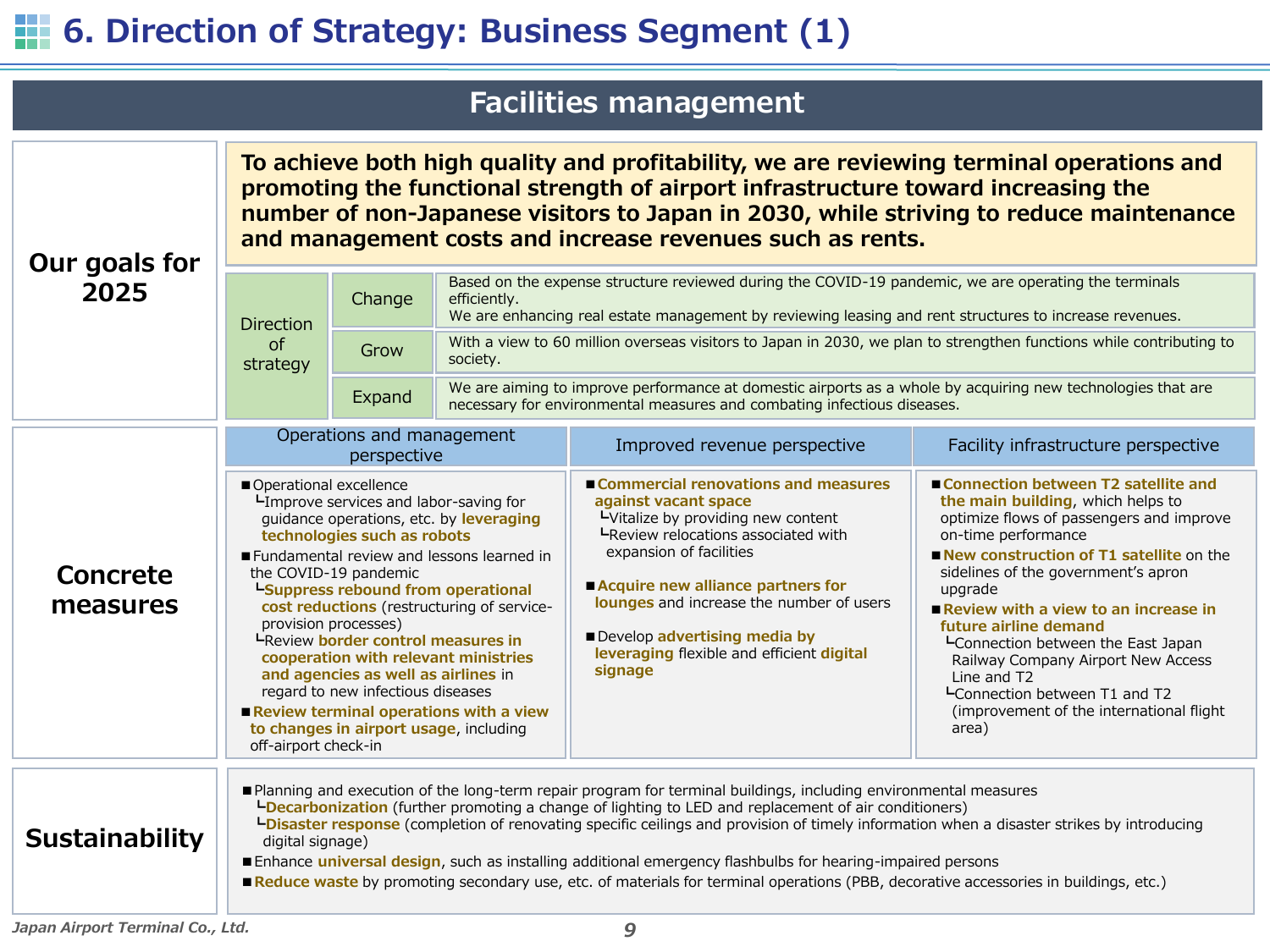# 6. Direction of Strategy: Business Segment (1)

## Facilities management

### Our goals for 2025

**To achieve both high quality and profitability, we are reviewing terminal operations and promoting the functional strength of airport infrastructure toward increasing the number of non-Japanese visitors to Japan in 2030, while striving to reduce maintenance and management costs and increase revenues such as rents.**

| Direction of strategy | | |
|---|---|---|
| | Change | Based on the expense structure reviewed during the COVID-19 pandemic, we are operating the terminals efficiently. We are enhancing real estate management by reviewing leasing and rent structures to increase revenues. |
| | Grow | With a view to 60 million overseas visitors to Japan in 2030, we plan to strengthen functions while contributing to society. |
| | Expand | We are aiming to improve performance at domestic airports as a whole by acquiring new technologies that are necessary for environmental measures and combating infectious diseases. |

### Concrete measures

**Operations and management perspective**

- Operational excellence
  - Improve services and labor-saving for guidance operations, etc. by **leveraging technologies such as robots**
- Fundamental review and lessons learned in the COVID-19 pandemic
  - **Suppress rebound from operational cost reductions** (restructuring of service-provision processes)
  - Review **border control measures in cooperation with relevant ministries and agencies as well as airlines** in regard to new infectious diseases
- **Review terminal operations with a view to changes in airport usage**, including off-airport check-in

**Improved revenue perspective**

- **Commercial renovations and measures against vacant space**
  - Vitalize by providing new content
  - Review relocations associated with expansion of facilities
- **Acquire new alliance partners for lounges** and increase the number of users
- Develop **advertising media by leveraging** flexible and efficient **digital signage**

**Facility infrastructure perspective**

- **Connection between T2 satellite and the main building**, which helps to optimize flows of passengers and improve on-time performance
- **New construction of T1 satellite** on the sidelines of the government's apron upgrade
- **Review with a view to an increase in future airline demand**
  - Connection between the East Japan Railway Company Airport New Access Line and T2
  - Connection between T1 and T2 (improvement of the international flight area)

### Sustainability

- Planning and execution of the long-term repair program for terminal buildings, including environmental measures
  - **Decarbonization** (further promoting a change of lighting to LED and replacement of air conditioners)
  - **Disaster response** (completion of renovating specific ceilings and provision of timely information when a disaster strikes by introducing digital signage)
- Enhance **universal design**, such as installing additional emergency flashbulbs for hearing-impaired persons
- **Reduce waste** by promoting secondary use, etc. of materials for terminal operations (PBB, decorative accessories in buildings, etc.)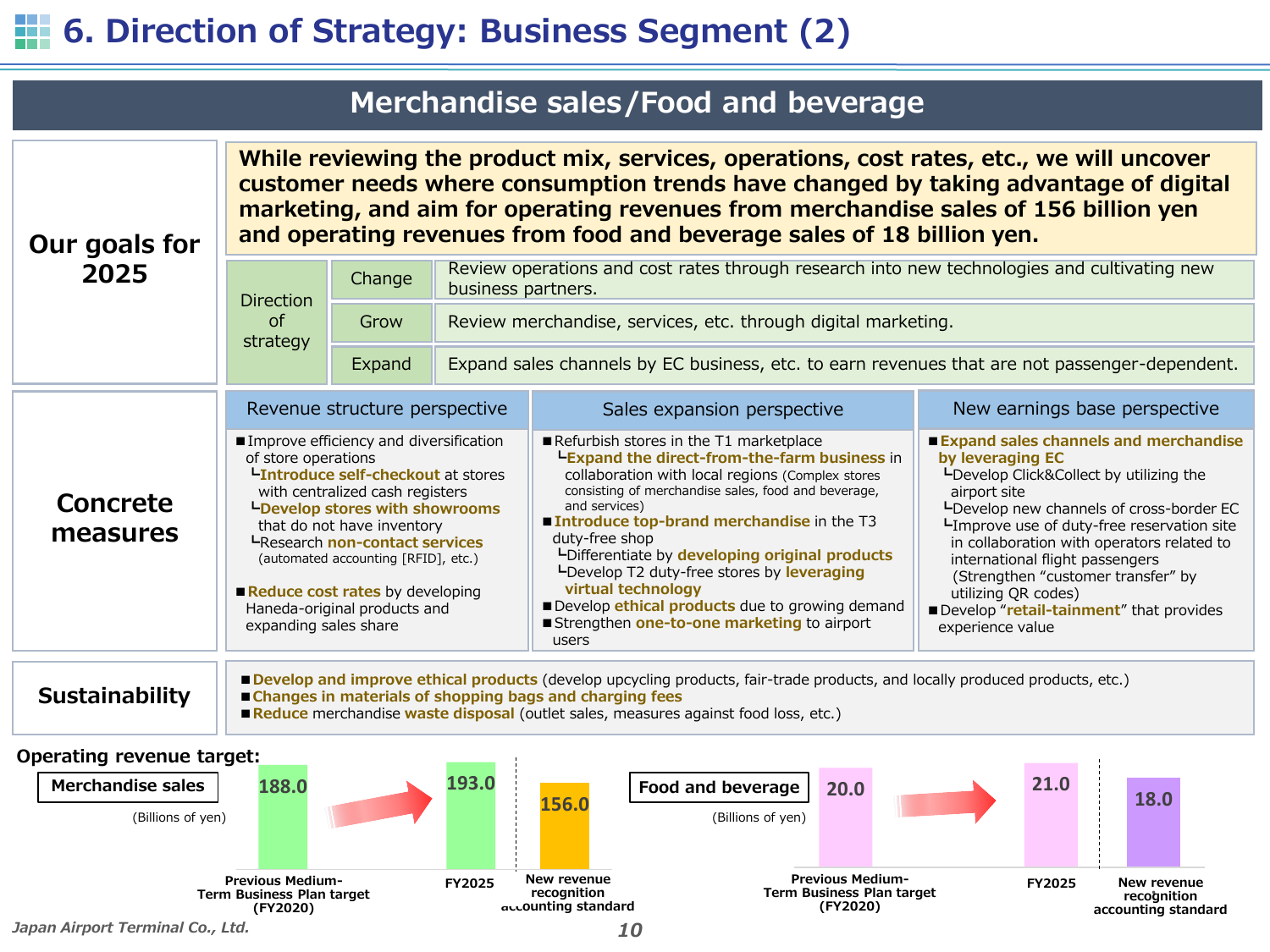# 6. Direction of Strategy: Business Segment (2)

## Merchandise sales/Food and beverage

### Our goals for 2025

**While reviewing the product mix, services, operations, cost rates, etc., we will uncover customer needs where consumption trends have changed by taking advantage of digital marketing, and aim for operating revenues from merchandise sales of 156 billion yen and operating revenues from food and beverage sales of 18 billion yen.**

| Direction of strategy | | |
|---|---|---|
| | Change | Review operations and cost rates through research into new technologies and cultivating new business partners. |
| | Grow | Review merchandise, services, etc. through digital marketing. |
| | Expand | Expand sales channels by EC business, etc. to earn revenues that are not passenger-dependent. |

### Concrete measures

**Revenue structure perspective**

- Improve efficiency and diversification of store operations
  - └**Introduce self-checkout** at stores with centralized cash registers
  - └**Develop stores with showrooms** that do not have inventory
  - └Research **non-contact services** (automated accounting [RFID], etc.)
- **Reduce cost rates** by developing Haneda-original products and expanding sales share

**Sales expansion perspective**

- Refurbish stores in the T1 marketplace
  - └**Expand the direct-from-the-farm business** in collaboration with local regions (Complex stores consisting of merchandise sales, food and beverage, and services)
- **Introduce top-brand merchandise** in the T3 duty-free shop
  - └Differentiate by **developing original products**
  - └Develop T2 duty-free stores by **leveraging virtual technology**
- Develop **ethical products** due to growing demand
- Strengthen **one-to-one marketing** to airport users

**New earnings base perspective**

- **Expand sales channels and merchandise by leveraging EC**
  - └Develop Click&Collect by utilizing the airport site
  - └Develop new channels of cross-border EC
  - └Improve use of duty-free reservation site in collaboration with operators related to international flight passengers (Strengthen "customer transfer" by utilizing QR codes)
- Develop "**retail-tainment**" that provides experience value

### Sustainability

- **Develop and improve ethical products** (develop upcycling products, fair-trade products, and locally produced products, etc.)
- **Changes in materials of shopping bags and charging fees**
- **Reduce** merchandise **waste disposal** (outlet sales, measures against food loss, etc.)

### Operating revenue target:

(Billions of yen)

| | Previous Medium-Term Business Plan target (FY2020) | FY2025 | New revenue recognition accounting standard |
|---|---|---|---|
| Merchandise sales | 188.0 | 193.0 | 156.0 |
| Food and beverage | 20.0 | 21.0 | 18.0 |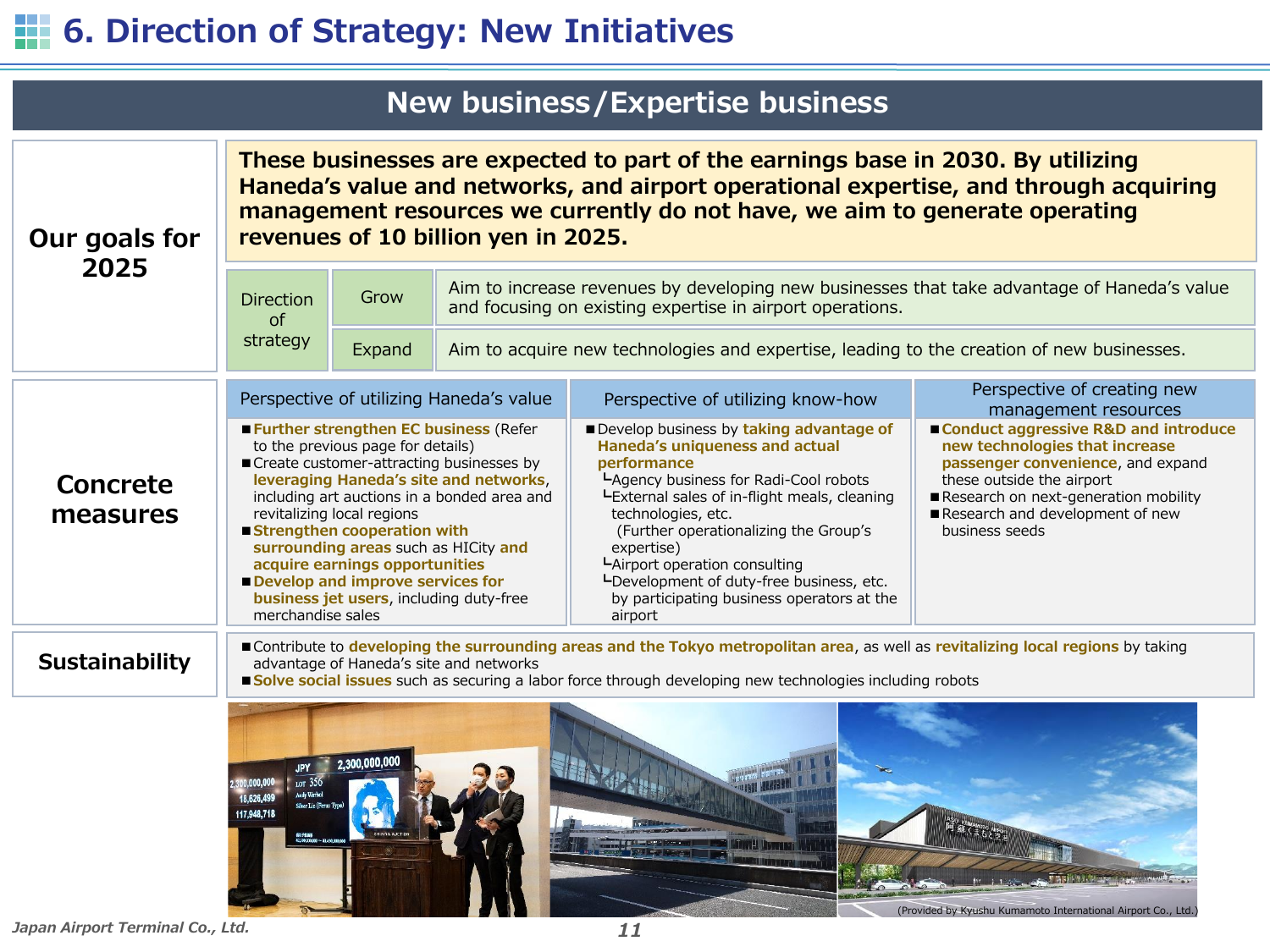# 6. Direction of Strategy: New Initiatives

## New business/Expertise business

### Our goals for 2025

**These businesses are expected to part of the earnings base in 2030. By utilizing Haneda's value and networks, and airport operational expertise, and through acquiring management resources we currently do not have, we aim to generate operating revenues of 10 billion yen in 2025.**

| Direction of strategy | | |
|---|---|---|
| | Grow | Aim to increase revenues by developing new businesses that take advantage of Haneda's value and focusing on existing expertise in airport operations. |
| | Expand | Aim to acquire new technologies and expertise, leading to the creation of new businesses. |

### Concrete measures

| Perspective of utilizing Haneda's value | Perspective of utilizing know-how | Perspective of creating new management resources |
|---|---|---|
| ■ **Further strengthen EC business** (Refer to the previous page for details)<br>■ Create customer-attracting businesses by **leveraging Haneda's site and networks**, including art auctions in a bonded area and revitalizing local regions<br>■ **Strengthen cooperation with surrounding areas** such as HICity **and acquire earnings opportunities**<br>■ **Develop and improve services for business jet users**, including duty-free merchandise sales | ■ Develop business by **taking advantage of Haneda's uniqueness and actual performance**<br>└ Agency business for Radi-Cool robots<br>└ External sales of in-flight meals, cleaning technologies, etc. (Further operationalizing the Group's expertise)<br>└ Airport operation consulting<br>└ Development of duty-free business, etc. by participating business operators at the airport | ■ **Conduct aggressive R&D and introduce new technologies that increase passenger convenience**, and expand these outside the airport<br>■ Research on next-generation mobility<br>■ Research and development of new business seeds |

### Sustainability

- ■ Contribute to **developing the surrounding areas and the Tokyo metropolitan area**, as well as **revitalizing local regions** by taking advantage of Haneda's site and networks
- ■ **Solve social issues** such as securing a labor force through developing new technologies including robots

(Provided by Kyushu Kumamoto International Airport Co., Ltd.)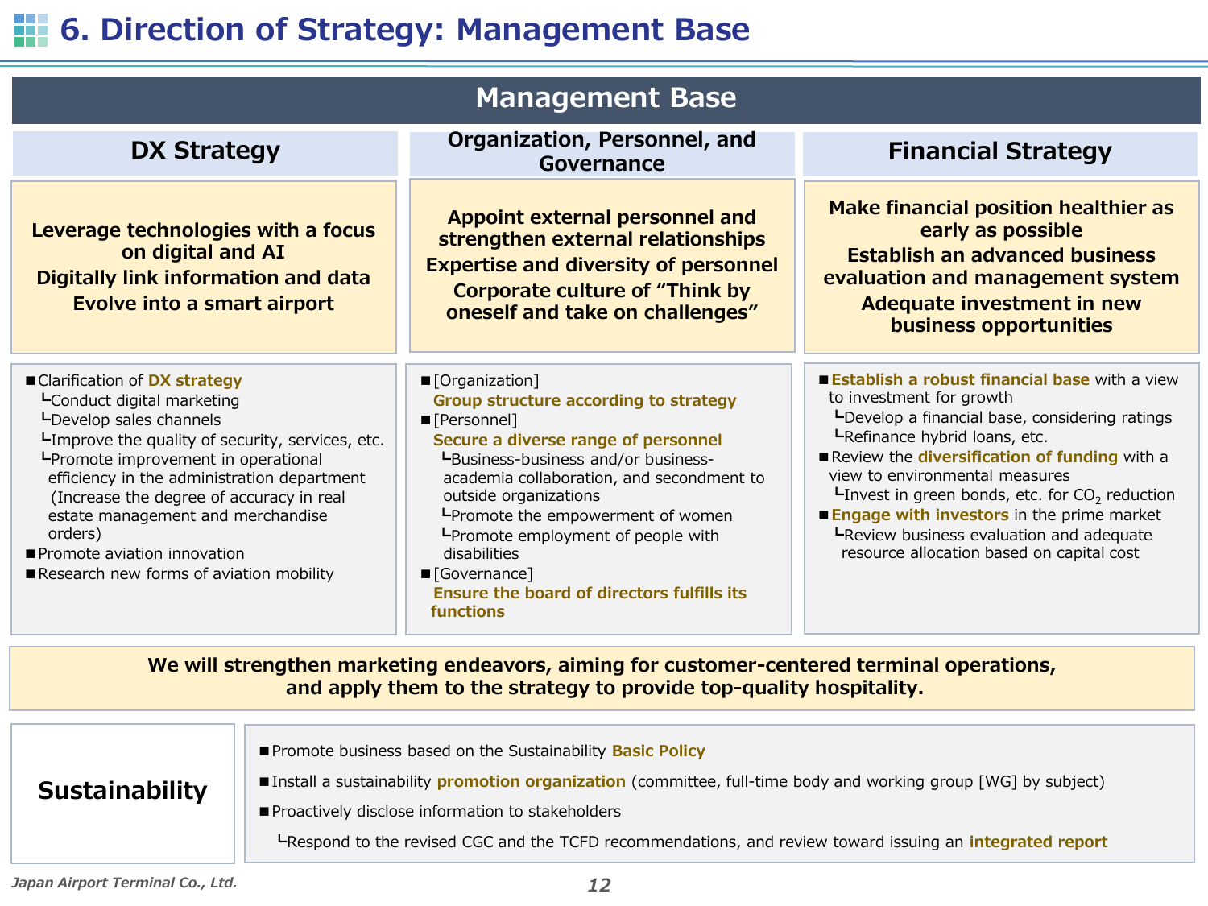# 6. Direction of Strategy: Management Base

## Management Base

### DX Strategy

**Leverage technologies with a focus on digital and AI**
**Digitally link information and data**
**Evolve into a smart airport**

- Clarification of **DX strategy**
  - └Conduct digital marketing
  - └Develop sales channels
  - └Improve the quality of security, services, etc.
  - └Promote improvement in operational efficiency in the administration department (Increase the degree of accuracy in real estate management and merchandise orders)
- Promote aviation innovation
- Research new forms of aviation mobility

### Organization, Personnel, and Governance

**Appoint external personnel and strengthen external relationships**
**Expertise and diversity of personnel**
**Corporate culture of "Think by oneself and take on challenges"**

- [Organization]
  **Group structure according to strategy**
- [Personnel]
  **Secure a diverse range of personnel**
  - └Business-business and/or business-academia collaboration, and secondment to outside organizations
  - └Promote the empowerment of women
  - └Promote employment of people with disabilities
- [Governance]
  **Ensure the board of directors fulfills its functions**

### Financial Strategy

**Make financial position healthier as early as possible**
**Establish an advanced business evaluation and management system**
**Adequate investment in new business opportunities**

- **Establish a robust financial base** with a view to investment for growth
  - └Develop a financial base, considering ratings
  - └Refinance hybrid loans, etc.
- Review the **diversification of funding** with a view to environmental measures
  - └Invest in green bonds, etc. for $CO_2$ reduction
- **Engage with investors** in the prime market
  - └Review business evaluation and adequate resource allocation based on capital cost

**We will strengthen marketing endeavors, aiming for customer-centered terminal operations, and apply them to the strategy to provide top-quality hospitality.**

### Sustainability

- Promote business based on the Sustainability **Basic Policy**
- Install a sustainability **promotion organization** (committee, full-time body and working group [WG] by subject)
- Proactively disclose information to stakeholders
  - └Respond to the revised CGC and the TCFD recommendations, and review toward issuing an **integrated report**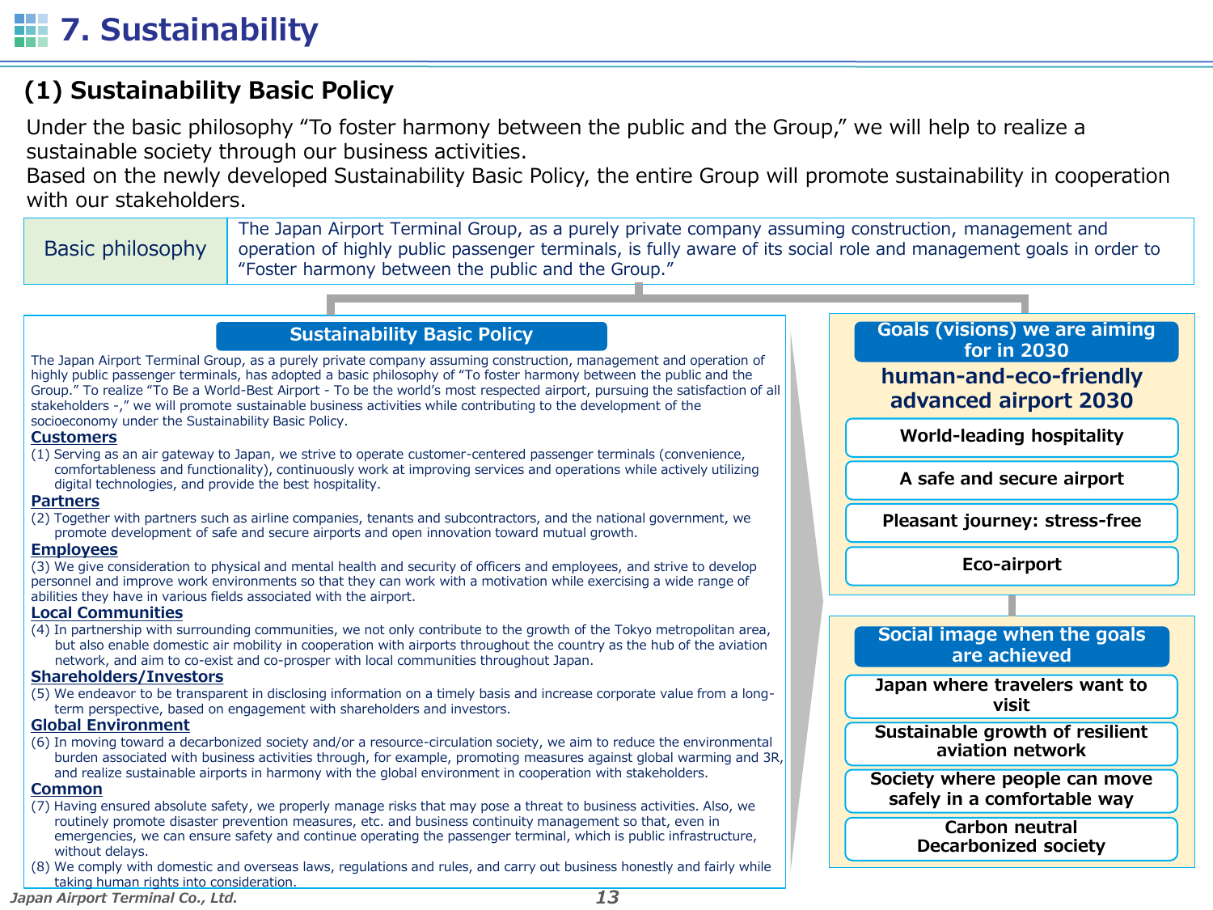# 7. Sustainability

## (1) Sustainability Basic Policy

Under the basic philosophy "To foster harmony between the public and the Group," we will help to realize a sustainable society through our business activities.
Based on the newly developed Sustainability Basic Policy, the entire Group will promote sustainability in cooperation with our stakeholders.

| Basic philosophy | The Japan Airport Terminal Group, as a purely private company assuming construction, management and operation of highly public passenger terminals, is fully aware of its social role and management goals in order to "Foster harmony between the public and the Group." |
|---|---|

### Sustainability Basic Policy

The Japan Airport Terminal Group, as a purely private company assuming construction, management and operation of highly public passenger terminals, has adopted a basic philosophy of "To foster harmony between the public and the Group." To realize "To Be a World-Best Airport - To be the world's most respected airport, pursuing the satisfaction of all stakeholders -," we will promote sustainable business activities while contributing to the development of the socioeconomy under the Sustainability Basic Policy.

**Customers**

(1) Serving as an air gateway to Japan, we strive to operate customer-centered passenger terminals (convenience, comfortableness and functionality), continuously work at improving services and operations while actively utilizing digital technologies, and provide the best hospitality.

**Partners**

(2) Together with partners such as airline companies, tenants and subcontractors, and the national government, we promote development of safe and secure airports and open innovation toward mutual growth.

**Employees**

(3) We give consideration to physical and mental health and security of officers and employees, and strive to develop personnel and improve work environments so that they can work with a motivation while exercising a wide range of abilities they have in various fields associated with the airport.

**Local Communities**

(4) In partnership with surrounding communities, we not only contribute to the growth of the Tokyo metropolitan area, but also enable domestic air mobility in cooperation with airports throughout the country as the hub of the aviation network, and aim to co-exist and co-prosper with local communities throughout Japan.

**Shareholders/Investors**

(5) We endeavor to be transparent in disclosing information on a timely basis and increase corporate value from a long-term perspective, based on engagement with shareholders and investors.

**Global Environment**

(6) In moving toward a decarbonized society and/or a resource-circulation society, we aim to reduce the environmental burden associated with business activities through, for example, promoting measures against global warming and 3R, and realize sustainable airports in harmony with the global environment in cooperation with stakeholders.

**Common**

(7) Having ensured absolute safety, we properly manage risks that may pose a threat to business activities. Also, we routinely promote disaster prevention measures, etc. and business continuity management so that, even in emergencies, we can ensure safety and continue operating the passenger terminal, which is public infrastructure, without delays.

(8) We comply with domestic and overseas laws, regulations and rules, and carry out business honestly and fairly while taking human rights into consideration.

### Goals (visions) we are aiming for in 2030

**human-and-eco-friendly advanced airport 2030**

- World-leading hospitality
- A safe and secure airport
- Pleasant journey: stress-free
- Eco-airport

### Social image when the goals are achieved

- Japan where travelers want to visit
- Sustainable growth of resilient aviation network
- Society where people can move safely in a comfortable way
- Carbon neutral Decarbonized society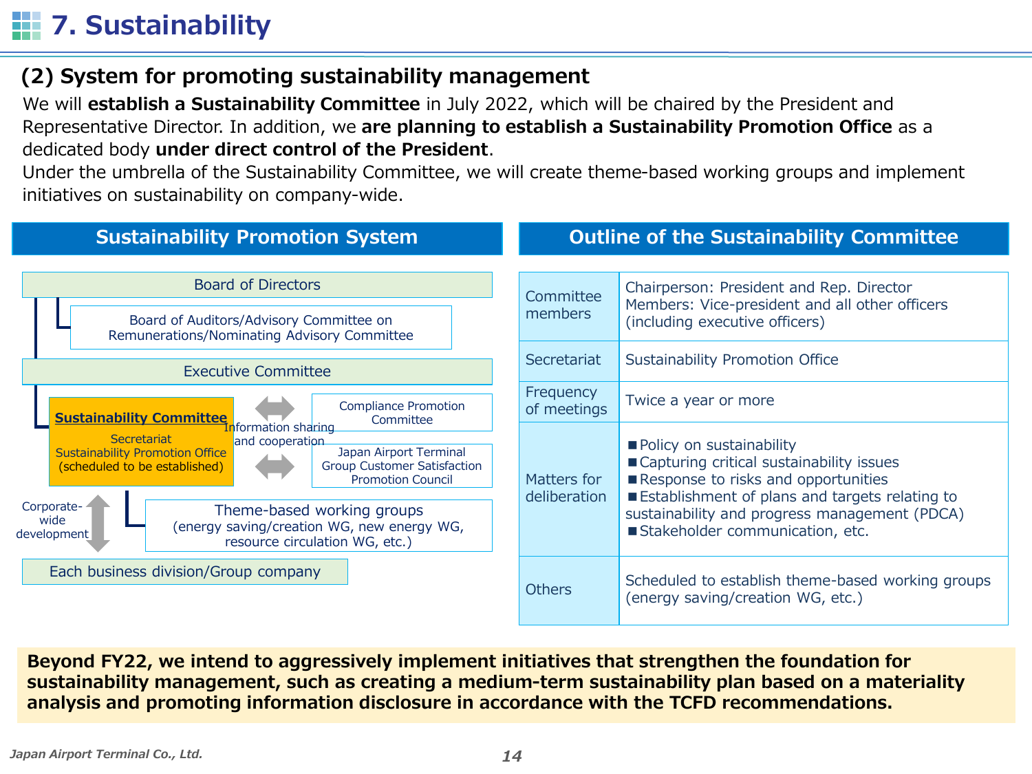# 7. Sustainability

## (2) System for promoting sustainability management

We will **establish a Sustainability Committee** in July 2022, which will be chaired by the President and Representative Director. In addition, we **are planning to establish a Sustainability Promotion Office** as a dedicated body **under direct control of the President**.
Under the umbrella of the Sustainability Committee, we will create theme-based working groups and implement initiatives on sustainability on company-wide.

### Sustainability Promotion System

- Board of Directors
  - Board of Auditors/Advisory Committee on Remunerations/Nominating Advisory Committee
- Executive Committee
  - **Sustainability Committee**
    - Secretariat: Sustainability Promotion Office (scheduled to be established)
    - Information sharing and cooperation ↔ Compliance Promotion Committee
    - Information sharing and cooperation ↔ Japan Airport Terminal Group Customer Satisfaction Promotion Council
    - Theme-based working groups (energy saving/creation WG, new energy WG, resource circulation WG, etc.)
    - Corporate-wide development ↕ Each business division/Group company

### Outline of the Sustainability Committee

| | |
|---|---|
| Committee members | Chairperson: President and Rep. Director<br>Members: Vice-president and all other officers (including executive officers) |
| Secretariat | Sustainability Promotion Office |
| Frequency of meetings | Twice a year or more |
| Matters for deliberation | ■Policy on sustainability<br>■Capturing critical sustainability issues<br>■Response to risks and opportunities<br>■Establishment of plans and targets relating to sustainability and progress management (PDCA)<br>■Stakeholder communication, etc. |
| Others | Scheduled to establish theme-based working groups (energy saving/creation WG, etc.) |

**Beyond FY22, we intend to aggressively implement initiatives that strengthen the foundation for sustainability management, such as creating a medium-term sustainability plan based on a materiality analysis and promoting information disclosure in accordance with the TCFD recommendations.**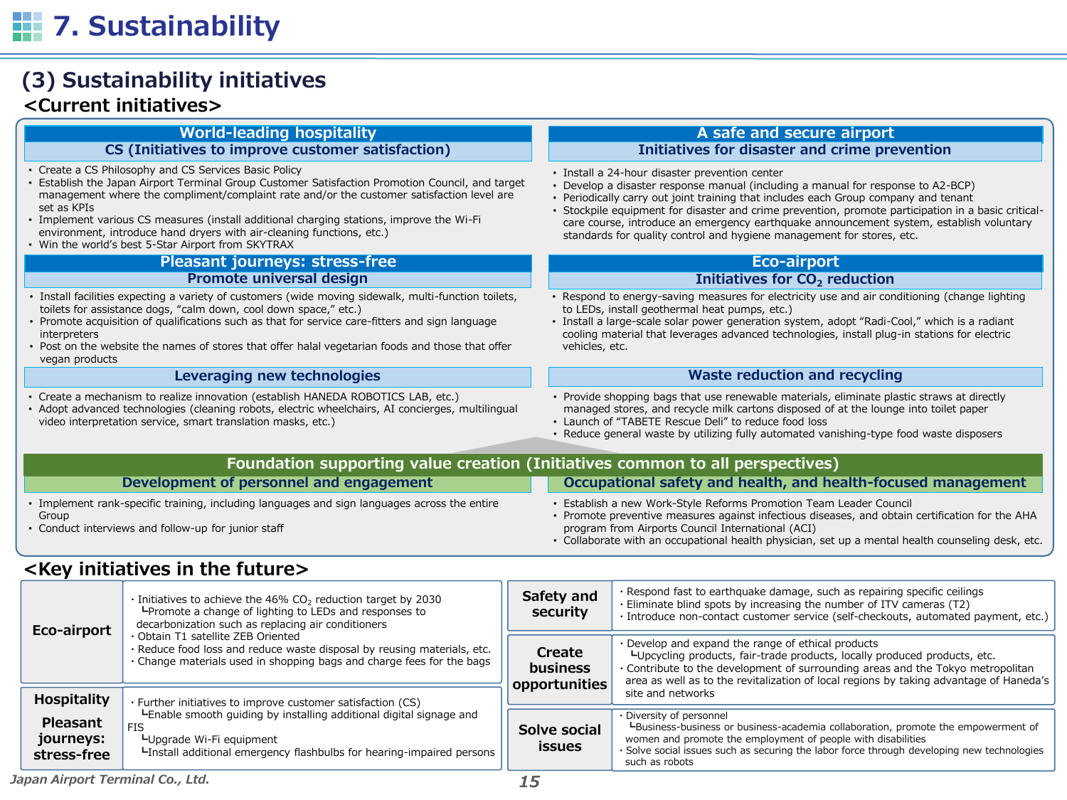# 7. Sustainability

## (3) Sustainability initiatives

### <Current initiatives>

#### World-leading hospitality

**CS (Initiatives to improve customer satisfaction)**

- Create a CS Philosophy and CS Services Basic Policy
- Establish the Japan Airport Terminal Group Customer Satisfaction Promotion Council, and target management where the compliment/complaint rate and/or the customer satisfaction level are set as KPIs
- Implement various CS measures (install additional charging stations, improve the Wi-Fi environment, introduce hand dryers with air-cleaning functions, etc.)
- Win the world's best 5-Star Airport from SKYTRAX

#### Pleasant journeys: stress-free

**Promote universal design**

- Install facilities expecting a variety of customers (wide moving sidewalk, multi-function toilets, toilets for assistance dogs, "calm down, cool down space," etc.)
- Promote acquisition of qualifications such as that for service care-fitters and sign language interpreters
- Post on the website the names of stores that offer halal vegetarian foods and those that offer vegan products

**Leveraging new technologies**

- Create a mechanism to realize innovation (establish HANEDA ROBOTICS LAB, etc.)
- Adopt advanced technologies (cleaning robots, electric wheelchairs, AI concierges, multilingual video interpretation service, smart translation masks, etc.)

#### A safe and secure airport

**Initiatives for disaster and crime prevention**

- Install a 24-hour disaster prevention center
- Develop a disaster response manual (including a manual for response to A2-BCP)
- Periodically carry out joint training that includes each Group company and tenant
- Stockpile equipment for disaster and crime prevention, promote participation in a basic critical-care course, introduce an emergency earthquake announcement system, establish voluntary standards for quality control and hygiene management for stores, etc.

#### Eco-airport

**Initiatives for $CO_2$ reduction**

- Respond to energy-saving measures for electricity use and air conditioning (change lighting to LEDs, install geothermal heat pumps, etc.)
- Install a large-scale solar power generation system, adopt "Radi-Cool," which is a radiant cooling material that leverages advanced technologies, install plug-in stations for electric vehicles, etc.

**Waste reduction and recycling**

- Provide shopping bags that use renewable materials, eliminate plastic straws at directly managed stores, and recycle milk cartons disposed of at the lounge into toilet paper
- Launch of "TABETE Rescue Deli" to reduce food loss
- Reduce general waste by utilizing fully automated vanishing-type food waste disposers

#### Foundation supporting value creation (Initiatives common to all perspectives)

**Development of personnel and engagement**

- Implement rank-specific training, including languages and sign languages across the entire Group
- Conduct interviews and follow-up for junior staff

**Occupational safety and health, and health-focused management**

- Establish a new Work-Style Reforms Promotion Team Leader Council
- Promote preventive measures against infectious diseases, and obtain certification for the AHA program from Airports Council International (ACI)
- Collaborate with an occupational health physician, set up a mental health counseling desk, etc.

### <Key initiatives in the future>

| Area | Initiatives |
|---|---|
| **Eco-airport** | ・Initiatives to achieve the 46% $CO_2$ reduction target by 2030<br>┗Promote a change of lighting to LEDs and responses to decarbonization such as replacing air conditioners<br>・Obtain T1 satellite ZEB Oriented<br>・Reduce food loss and reduce waste disposal by reusing materials, etc.<br>・Change materials used in shopping bags and charge fees for the bags |
| **Hospitality**<br>**Pleasant journeys: stress-free** | ・Further initiatives to improve customer satisfaction (CS)<br>┗Enable smooth guiding by installing additional digital signage and FIS<br>┗Upgrade Wi-Fi equipment<br>┗Install additional emergency flashbulbs for hearing-impaired persons |
| **Safety and security** | ・Respond fast to earthquake damage, such as repairing specific ceilings<br>・Eliminate blind spots by increasing the number of ITV cameras (T2)<br>・Introduce non-contact customer service (self-checkouts, automated payment, etc.) |
| **Create business opportunities** | ・Develop and expand the range of ethical products<br>┗Upcycling products, fair-trade products, locally produced products, etc.<br>・Contribute to the development of surrounding areas and the Tokyo metropolitan area as well as to the revitalization of local regions by taking advantage of Haneda's site and networks |
| **Solve social issues** | ・Diversity of personnel<br>┗Business-business or business-academia collaboration, promote the empowerment of women and promote the employment of people with disabilities<br>・Solve social issues such as securing the labor force through developing new technologies such as robots |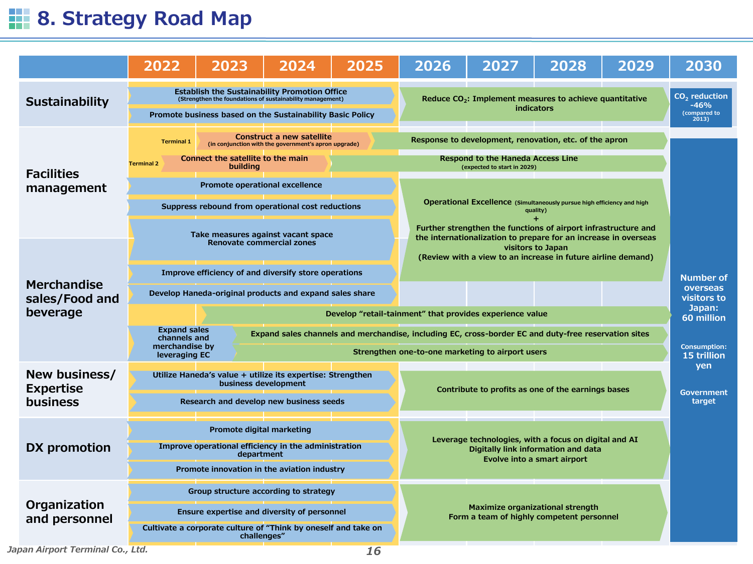# 8. Strategy Road Map

| | 2022–2025 | 2026–2029 | 2030 |
|---|---|---|---|
| **Sustainability** | Establish the Sustainability Promotion Office (Strengthen the foundations of sustainability management)<br>Promote business based on the Sustainability Basic Policy | Reduce $CO_2$: Implement measures to achieve quantitative indicators | $CO_2$ reduction -46% (compared to 2013) |
| **Facilities management** | Terminal 1: Construct a new satellite (in conjunction with the government's apron upgrade) (2023–2025) → Response to development, renovation, etc. of the apron (2025–2029)<br>Terminal 2: Connect the satellite to the main building (2022–2024) → Respond to the Haneda Access Line (expected to start in 2029) (2024–2029)<br>Promote operational excellence<br>Suppress rebound from operational cost reductions | Operational Excellence (Simultaneously pursue high efficiency and high quality)<br>+<br>Further strengthen the functions of airport infrastructure and the internationalization to prepare for an increase in overseas visitors to Japan<br>(Review with a view to an increase in future airline demand) | Number of overseas visitors to Japan: 60 million<br><br>Consumption: 15 trillion yen<br><br>Government target |
| **Merchandise sales/Food and beverage** | Take measures against vacant space<br>Renovate commercial zones<br>Improve efficiency of and diversify store operations<br>Develop Haneda-original products and expand sales share<br>Develop "retail-tainment" that provides experience value (2023–2030)<br>Expand sales channels and merchandise by leveraging EC (2022) → Expand sales channels and merchandise, including EC, cross-border EC and duty-free reservation sites (2023–2029)<br>Strengthen one-to-one marketing to airport users (2023–2029) | (see above) | |
| **New business/ Expertise business** | Utilize Haneda's value + utilize its expertise: Strengthen business development<br>Research and develop new business seeds | Contribute to profits as one of the earnings bases | |
| **DX promotion** | Promote digital marketing<br>Improve operational efficiency in the administration department<br>Promote innovation in the aviation industry | Leverage technologies, with a focus on digital and AI<br>Digitally link information and data<br>Evolve into a smart airport | |
| **Organization and personnel** | Group structure according to strategy<br>Ensure expertise and diversity of personnel<br>Cultivate a corporate culture of "Think by oneself and take on challenges" | Maximize organizational strength<br>Form a team of highly competent personnel | |

*Japan Airport Terminal Co., Ltd.*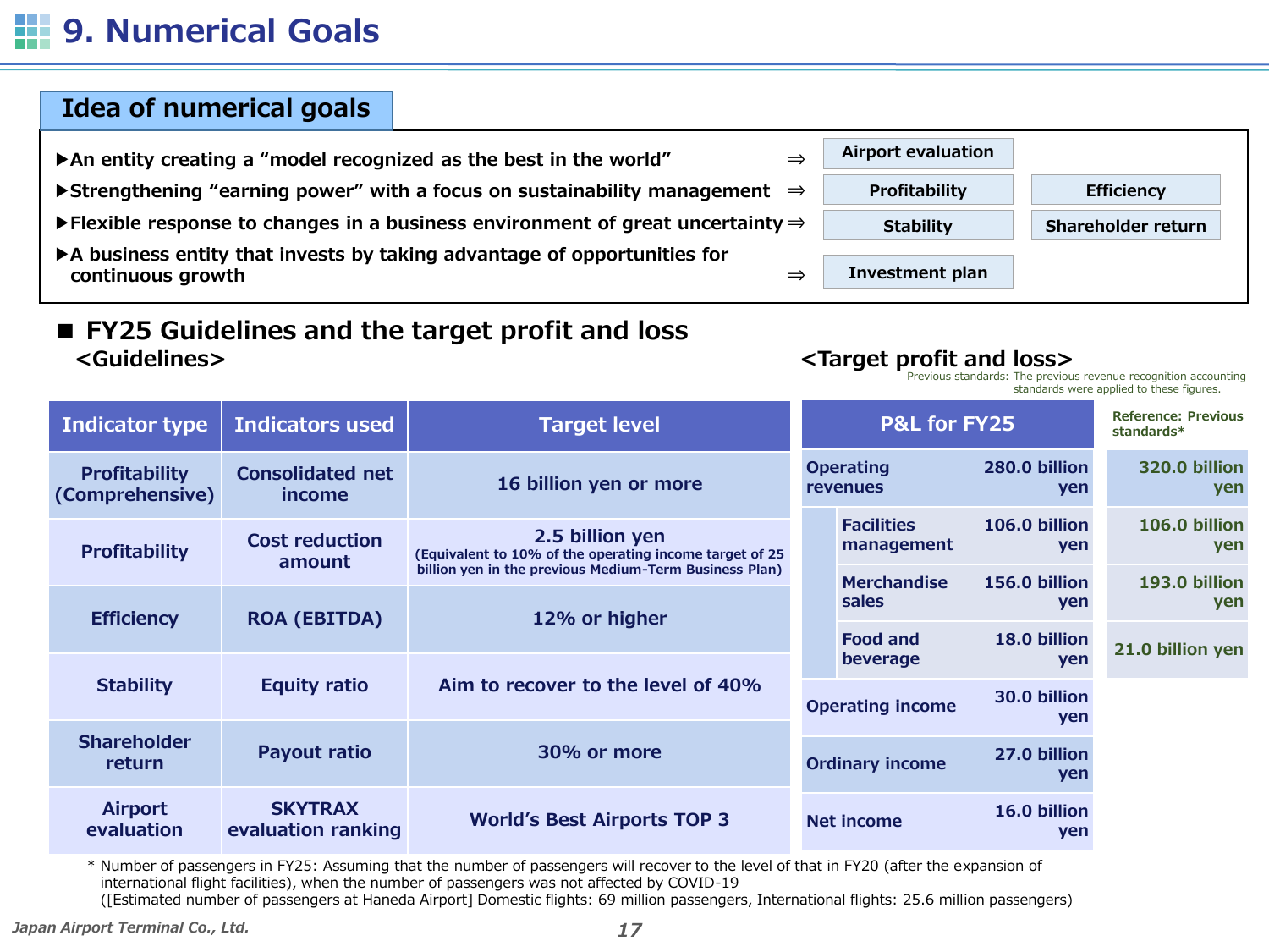# 9. Numerical Goals

## Idea of numerical goals

- ▶An entity creating a "model recognized as the best in the world" ⇒ Airport evaluation
- ▶Strengthening "earning power" with a focus on sustainability management ⇒ Profitability, Efficiency
- ▶Flexible response to changes in a business environment of great uncertainty ⇒ Stability, Shareholder return
- ▶A business entity that invests by taking advantage of opportunities for continuous growth ⇒ Investment plan

## ■ FY25 Guidelines and the target profit and loss

### <Guidelines>

| Indicator type | Indicators used | Target level |
|---|---|---|
| Profitability (Comprehensive) | Consolidated net income | 16 billion yen or more |
| Profitability | Cost reduction amount | 2.5 billion yen (Equivalent to 10% of the operating income target of 25 billion yen in the previous Medium-Term Business Plan) |
| Efficiency | ROA (EBITDA) | 12% or higher |
| Stability | Equity ratio | Aim to recover to the level of 40% |
| Shareholder return | Payout ratio | 30% or more |
| Airport evaluation | SKYTRAX evaluation ranking | World's Best Airports TOP 3 |

### <Target profit and loss>

Previous standards: The previous revenue recognition accounting standards were applied to these figures.

| P&L for FY25 | | | Reference: Previous standards* |
|---|---|---|---|
| Operating revenues | | 280.0 billion yen | 320.0 billion yen |
| | Facilities management | 106.0 billion yen | 106.0 billion yen |
| | Merchandise sales | 156.0 billion yen | 193.0 billion yen |
| | Food and beverage | 18.0 billion yen | 21.0 billion yen |
| Operating income | | 30.0 billion yen | |
| Ordinary income | | 27.0 billion yen | |
| Net income | | 16.0 billion yen | |

* Number of passengers in FY25: Assuming that the number of passengers will recover to the level of that in FY20 (after the expansion of international flight facilities), when the number of passengers was not affected by COVID-19
([Estimated number of passengers at Haneda Airport] Domestic flights: 69 million passengers, International flights: 25.6 million passengers)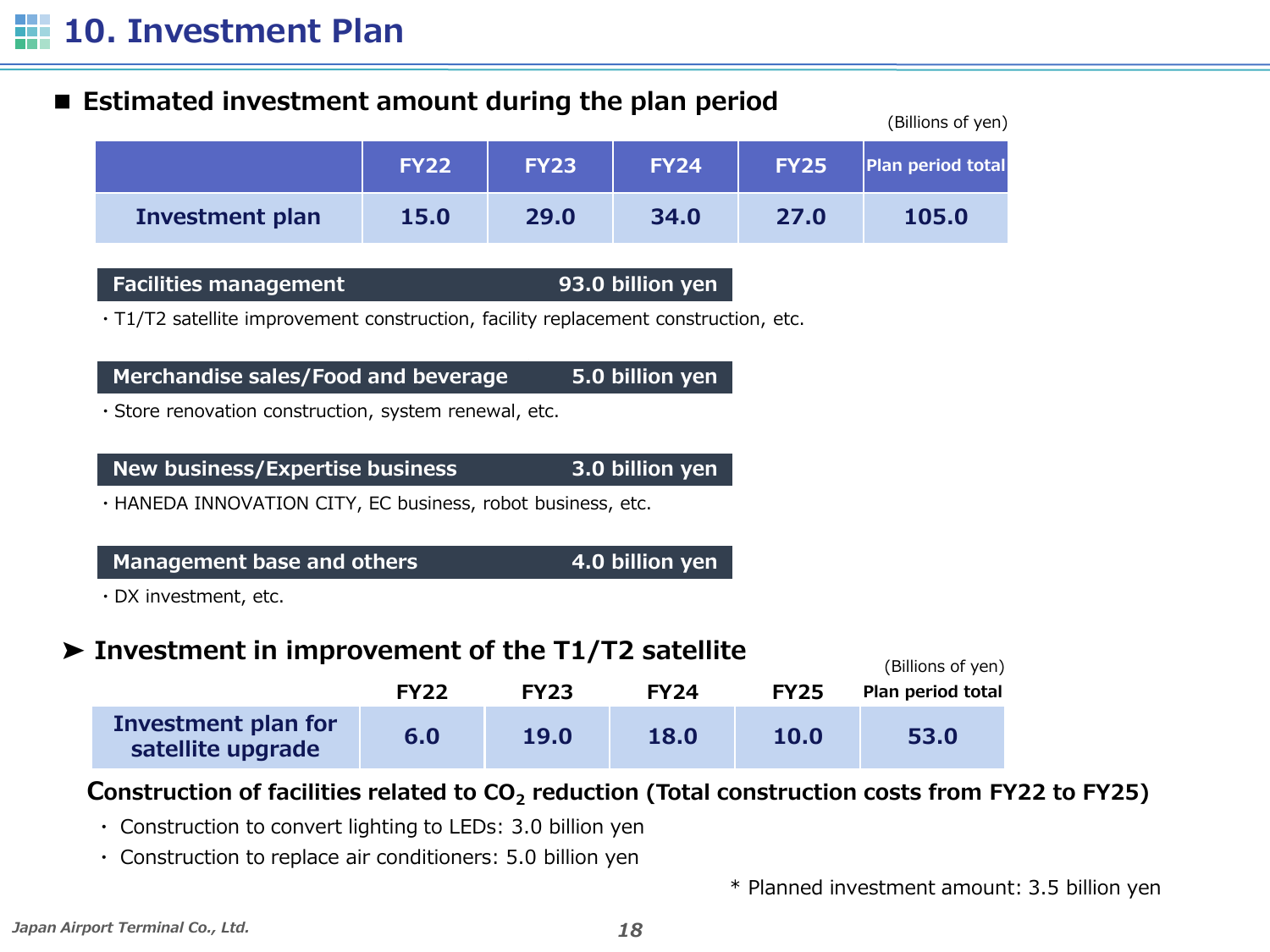# 10. Investment Plan

## ■ Estimated investment amount during the plan period

(Billions of yen)

| | FY22 | FY23 | FY24 | FY25 | Plan period total |
|---|---|---|---|---|---|
| Investment plan | 15.0 | 29.0 | 34.0 | 27.0 | 105.0 |

**Facilities management 93.0 billion yen**

・T1/T2 satellite improvement construction, facility replacement construction, etc.

**Merchandise sales/Food and beverage 5.0 billion yen**

・Store renovation construction, system renewal, etc.

**New business/Expertise business 3.0 billion yen**

・HANEDA INNOVATION CITY, EC business, robot business, etc.

**Management base and others 4.0 billion yen**

・DX investment, etc.

## ➤ Investment in improvement of the T1/T2 satellite

(Billions of yen)

| | FY22 | FY23 | FY24 | FY25 | Plan period total |
|---|---|---|---|---|---|
| Investment plan for satellite upgrade | 6.0 | 19.0 | 18.0 | 10.0 | 53.0 |

**Construction of facilities related to $CO_2$ reduction (Total construction costs from FY22 to FY25)**

- Construction to convert lighting to LEDs: 3.0 billion yen
- Construction to replace air conditioners: 5.0 billion yen

\* Planned investment amount: 3.5 billion yen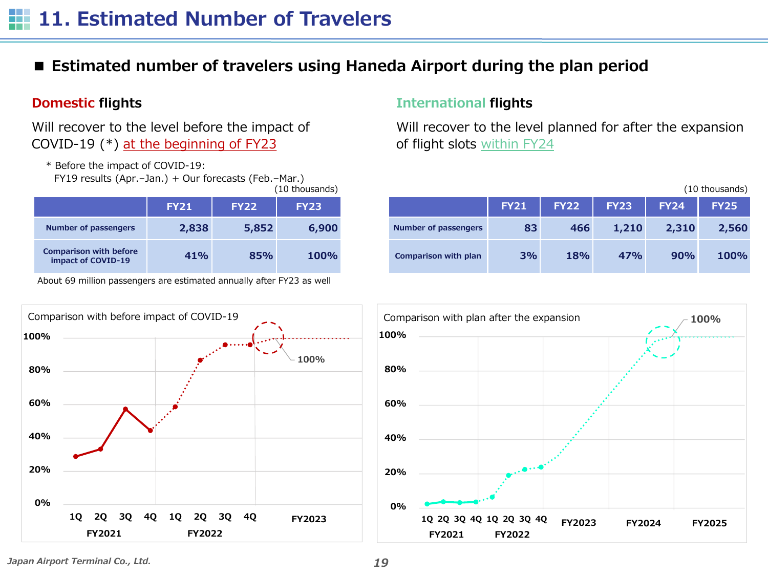# 11. Estimated Number of Travelers

## ■ Estimated number of travelers using Haneda Airport during the plan period

### Domestic flights

Will recover to the level before the impact of COVID-19 (*) at the beginning of FY23

\* Before the impact of COVID-19: FY19 results (Apr.–Jan.) + Our forecasts (Feb.–Mar.)

(10 thousands)

| | FY21 | FY22 | FY23 |
|---|---|---|---|
| Number of passengers | 2,838 | 5,852 | 6,900 |
| Comparison with before impact of COVID-19 | 41% | 85% | 100% |

About 69 million passengers are estimated annually after FY23 as well

Comparison with before impact of COVID-19

### International flights

Will recover to the level planned for after the expansion of flight slots within FY24

(10 thousands)

| | FY21 | FY22 | FY23 | FY24 | FY25 |
|---|---|---|---|---|---|
| Number of passengers | 83 | 466 | 1,210 | 2,310 | 2,560 |
| Comparison with plan | 3% | 18% | 47% | 90% | 100% |

Comparison with plan after the expansion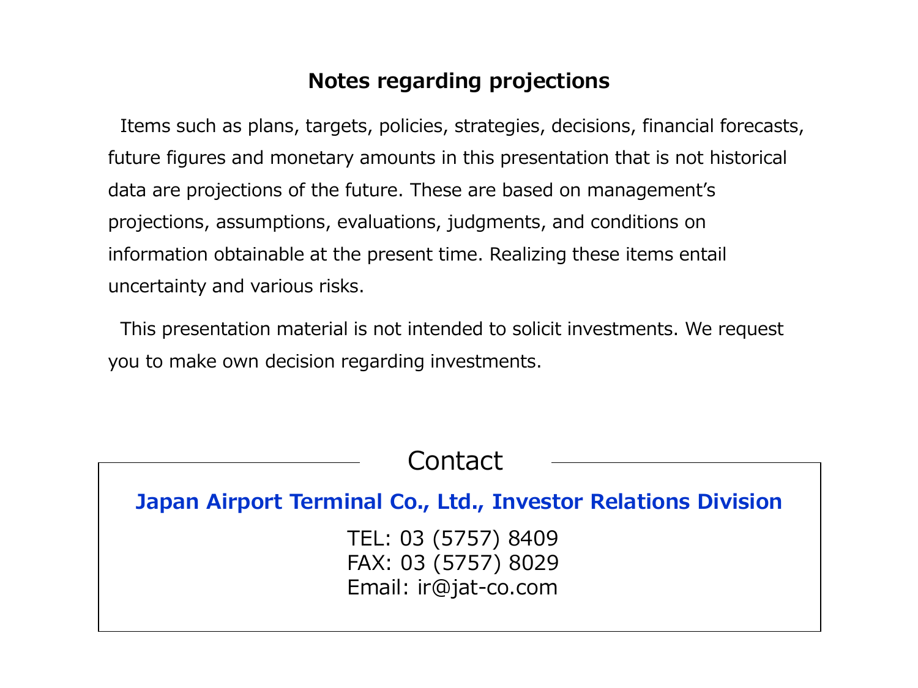## Notes regarding projections

Items such as plans, targets, policies, strategies, decisions, financial forecasts, future figures and monetary amounts in this presentation that is not historical data are projections of the future. These are based on management's projections, assumptions, evaluations, judgments, and conditions on information obtainable at the present time. Realizing these items entail uncertainty and various risks.

This presentation material is not intended to solicit investments. We request you to make own decision regarding investments.

## Contact

**Japan Airport Terminal Co., Ltd., Investor Relations Division**

TEL: 03 (5757) 8409
FAX: 03 (5757) 8029
Email: ir@jat-co.com